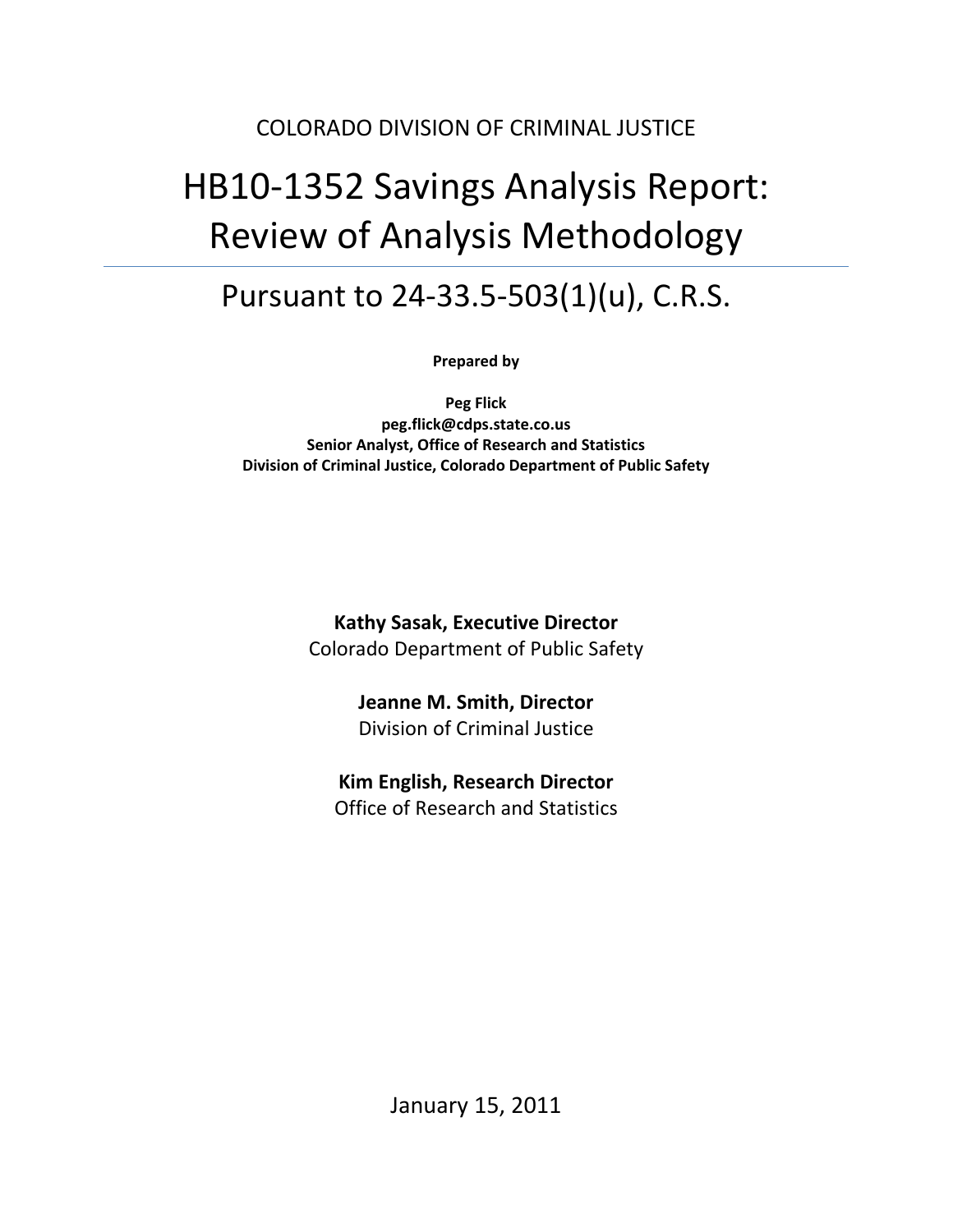COLORADO DIVISION OF CRIMINAL JUSTICE

# HB10-1352 Savings Analysis Report: Review of Analysis Methodology

## Pursuant to 24-33.5-503(1)(u), C.R.S.

**Prepared by**

**Peg Flick**
**peg.flick@cdps.state.co.us**
**Senior Analyst, Office of Research and Statistics**
**Division of Criminal Justice, Colorado Department of Public Safety**

**Kathy Sasak, Executive Director**
Colorado Department of Public Safety

**Jeanne M. Smith, Director**
Division of Criminal Justice

**Kim English, Research Director**
Office of Research and Statistics

January 15, 2011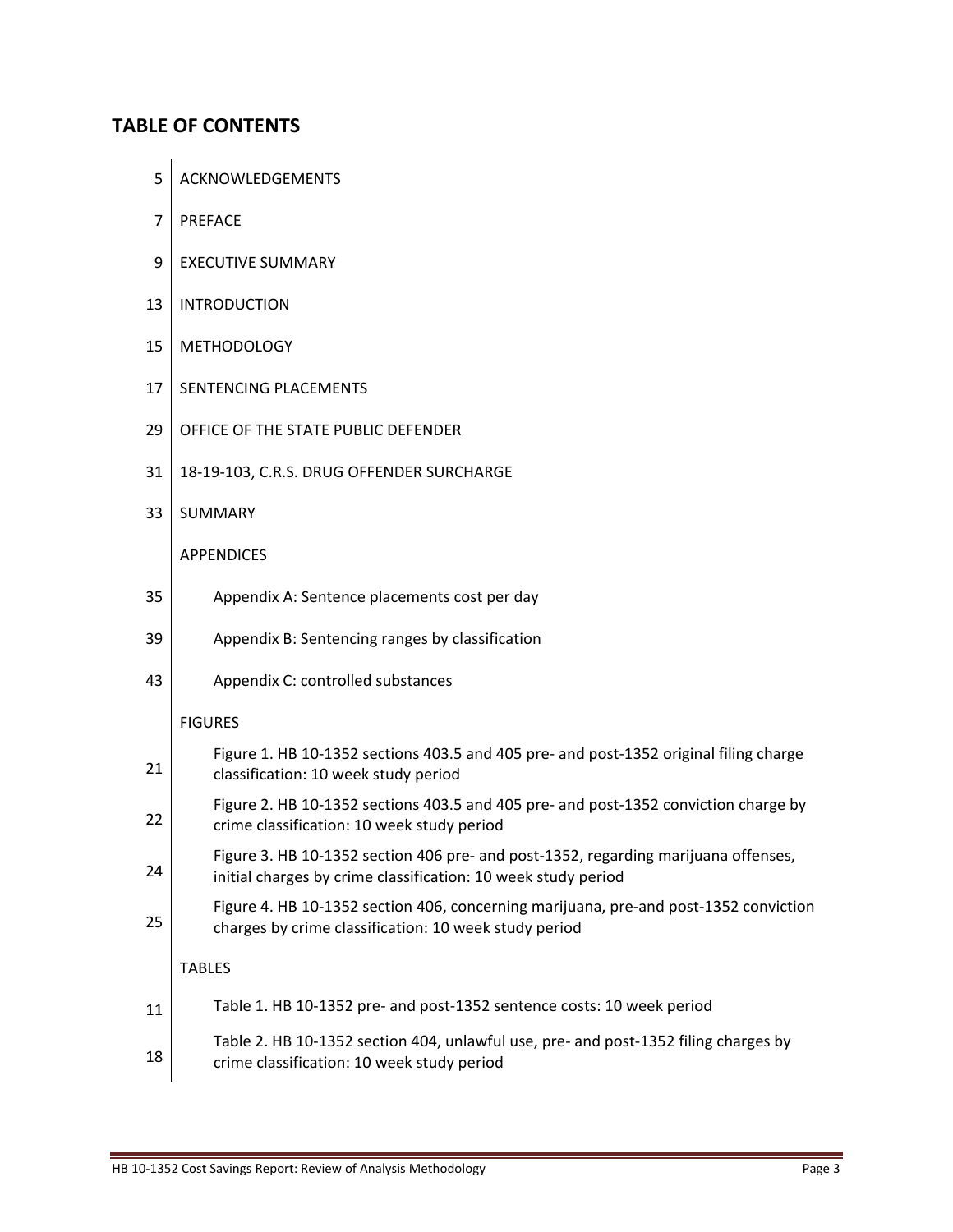## TABLE OF CONTENTS

| | |
|---|---|
| 5 | ACKNOWLEDGEMENTS |
| 7 | PREFACE |
| 9 | EXECUTIVE SUMMARY |
| 13 | INTRODUCTION |
| 15 | METHODOLOGY |
| 17 | SENTENCING PLACEMENTS |
| 29 | OFFICE OF THE STATE PUBLIC DEFENDER |
| 31 | 18-19-103, C.R.S. DRUG OFFENDER SURCHARGE |
| 33 | SUMMARY |
| | APPENDICES |
| 35 | Appendix A: Sentence placements cost per day |
| 39 | Appendix B: Sentencing ranges by classification |
| 43 | Appendix C: controlled substances |
| | FIGURES |
| 21 | Figure 1. HB 10-1352 sections 403.5 and 405 pre- and post-1352 original filing charge classification: 10 week study period |
| 22 | Figure 2. HB 10-1352 sections 403.5 and 405 pre- and post-1352 conviction charge by crime classification: 10 week study period |
| 24 | Figure 3. HB 10-1352 section 406 pre- and post-1352, regarding marijuana offenses, initial charges by crime classification: 10 week study period |
| 25 | Figure 4. HB 10-1352 section 406, concerning marijuana, pre-and post-1352 conviction charges by crime classification: 10 week study period |
| | TABLES |
| 11 | Table 1. HB 10-1352 pre- and post-1352 sentence costs: 10 week period |
| 18 | Table 2. HB 10-1352 section 404, unlawful use, pre- and post-1352 filing charges by crime classification: 10 week study period |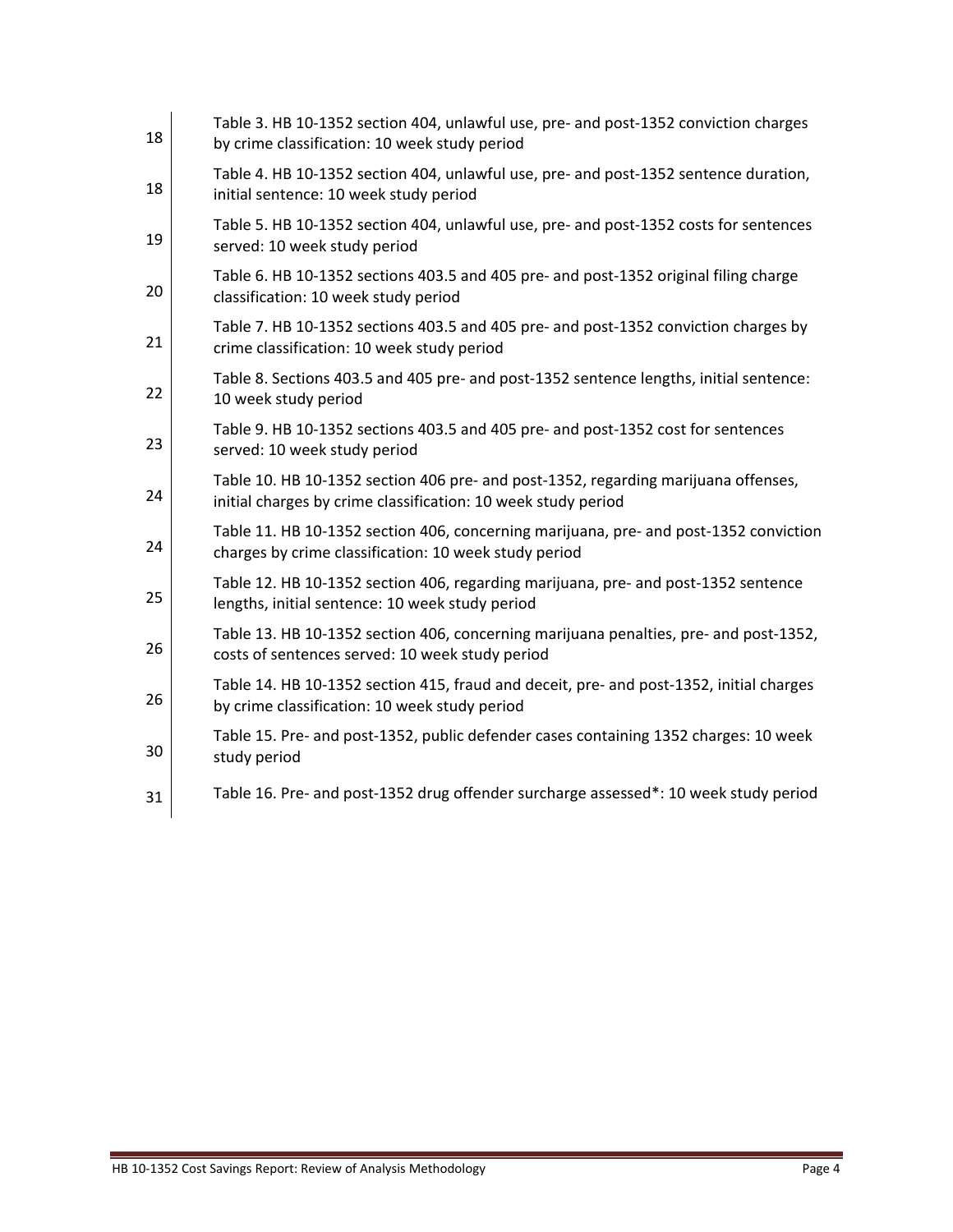| | |
|---|---|
| 18 | Table 3. HB 10-1352 section 404, unlawful use, pre- and post-1352 conviction charges by crime classification: 10 week study period |
| 18 | Table 4. HB 10-1352 section 404, unlawful use, pre- and post-1352 sentence duration, initial sentence: 10 week study period |
| 19 | Table 5. HB 10-1352 section 404, unlawful use, pre- and post-1352 costs for sentences served: 10 week study period |
| 20 | Table 6. HB 10-1352 sections 403.5 and 405 pre- and post-1352 original filing charge classification: 10 week study period |
| 21 | Table 7. HB 10-1352 sections 403.5 and 405 pre- and post-1352 conviction charges by crime classification: 10 week study period |
| 22 | Table 8. Sections 403.5 and 405 pre- and post-1352 sentence lengths, initial sentence: 10 week study period |
| 23 | Table 9. HB 10-1352 sections 403.5 and 405 pre- and post-1352 cost for sentences served: 10 week study period |
| 24 | Table 10. HB 10-1352 section 406 pre- and post-1352, regarding marijuana offenses, initial charges by crime classification: 10 week study period |
| 24 | Table 11. HB 10-1352 section 406, concerning marijuana, pre- and post-1352 conviction charges by crime classification: 10 week study period |
| 25 | Table 12. HB 10-1352 section 406, regarding marijuana, pre- and post-1352 sentence lengths, initial sentence: 10 week study period |
| 26 | Table 13. HB 10-1352 section 406, concerning marijuana penalties, pre- and post-1352, costs of sentences served: 10 week study period |
| 26 | Table 14. HB 10-1352 section 415, fraud and deceit, pre- and post-1352, initial charges by crime classification: 10 week study period |
| 30 | Table 15. Pre- and post-1352, public defender cases containing 1352 charges: 10 week study period |
| 31 | Table 16. Pre- and post-1352 drug offender surcharge assessed*: 10 week study period |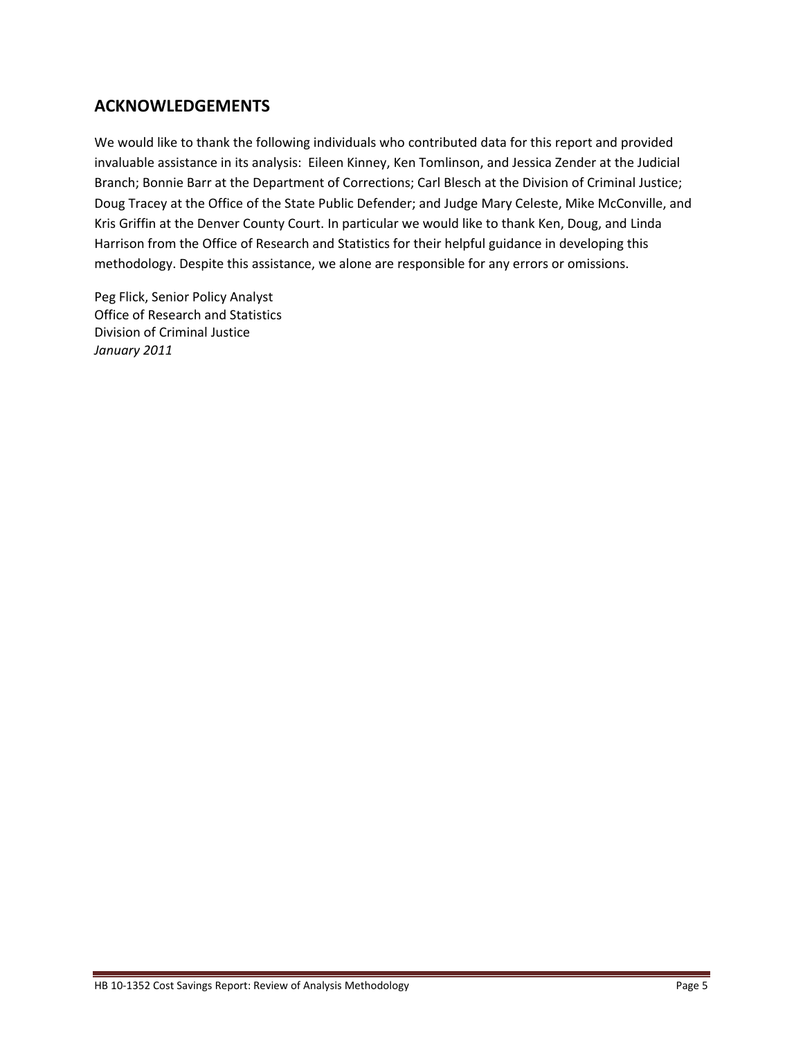## ACKNOWLEDGEMENTS

We would like to thank the following individuals who contributed data for this report and provided invaluable assistance in its analysis: Eileen Kinney, Ken Tomlinson, and Jessica Zender at the Judicial Branch; Bonnie Barr at the Department of Corrections; Carl Blesch at the Division of Criminal Justice; Doug Tracey at the Office of the State Public Defender; and Judge Mary Celeste, Mike McConville, and Kris Griffin at the Denver County Court. In particular we would like to thank Ken, Doug, and Linda Harrison from the Office of Research and Statistics for their helpful guidance in developing this methodology. Despite this assistance, we alone are responsible for any errors or omissions.

Peg Flick, Senior Policy Analyst
Office of Research and Statistics
Division of Criminal Justice
*January 2011*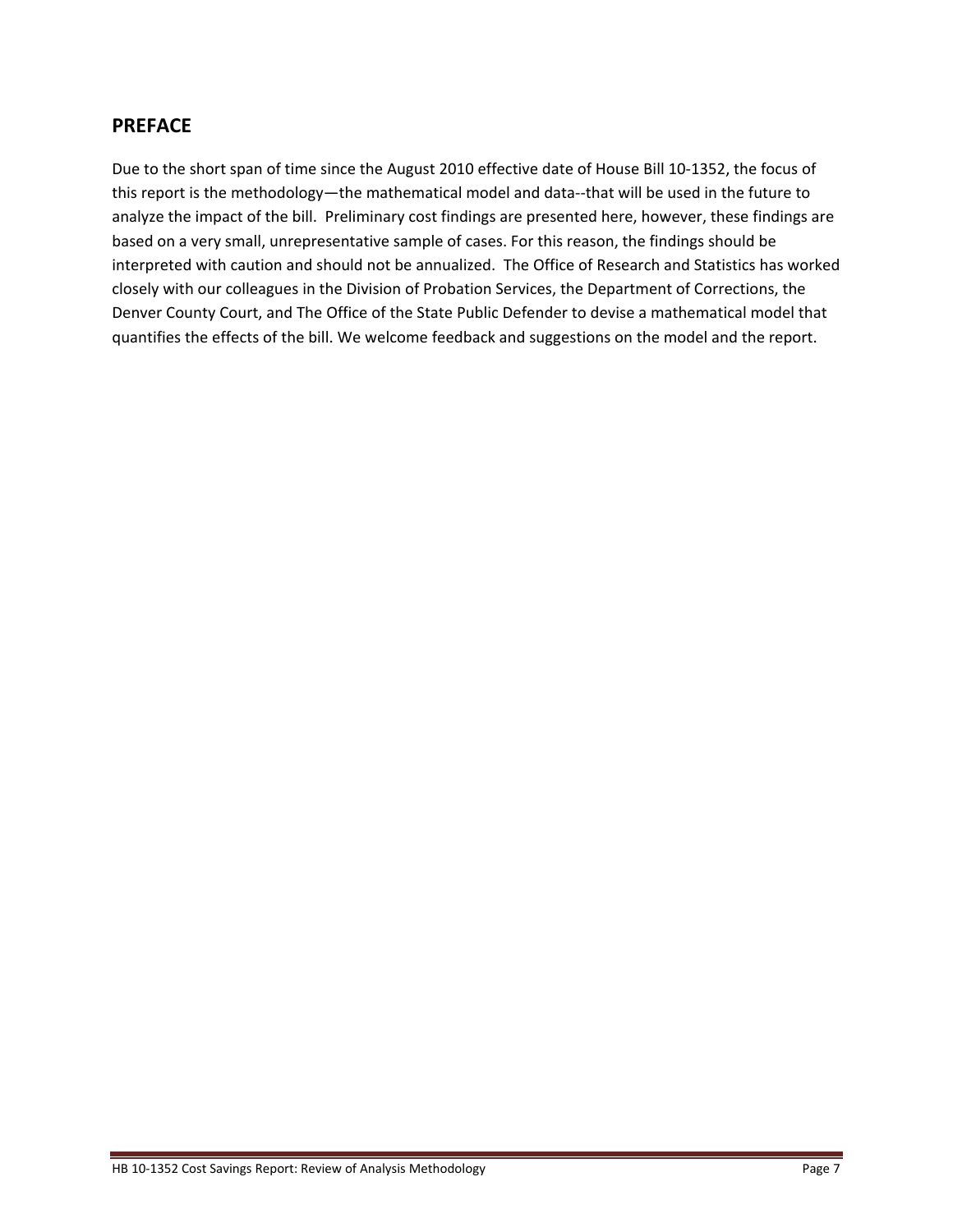## PREFACE

Due to the short span of time since the August 2010 effective date of House Bill 10-1352, the focus of this report is the methodology—the mathematical model and data--that will be used in the future to analyze the impact of the bill. Preliminary cost findings are presented here, however, these findings are based on a very small, unrepresentative sample of cases. For this reason, the findings should be interpreted with caution and should not be annualized. The Office of Research and Statistics has worked closely with our colleagues in the Division of Probation Services, the Department of Corrections, the Denver County Court, and The Office of the State Public Defender to devise a mathematical model that quantifies the effects of the bill. We welcome feedback and suggestions on the model and the report.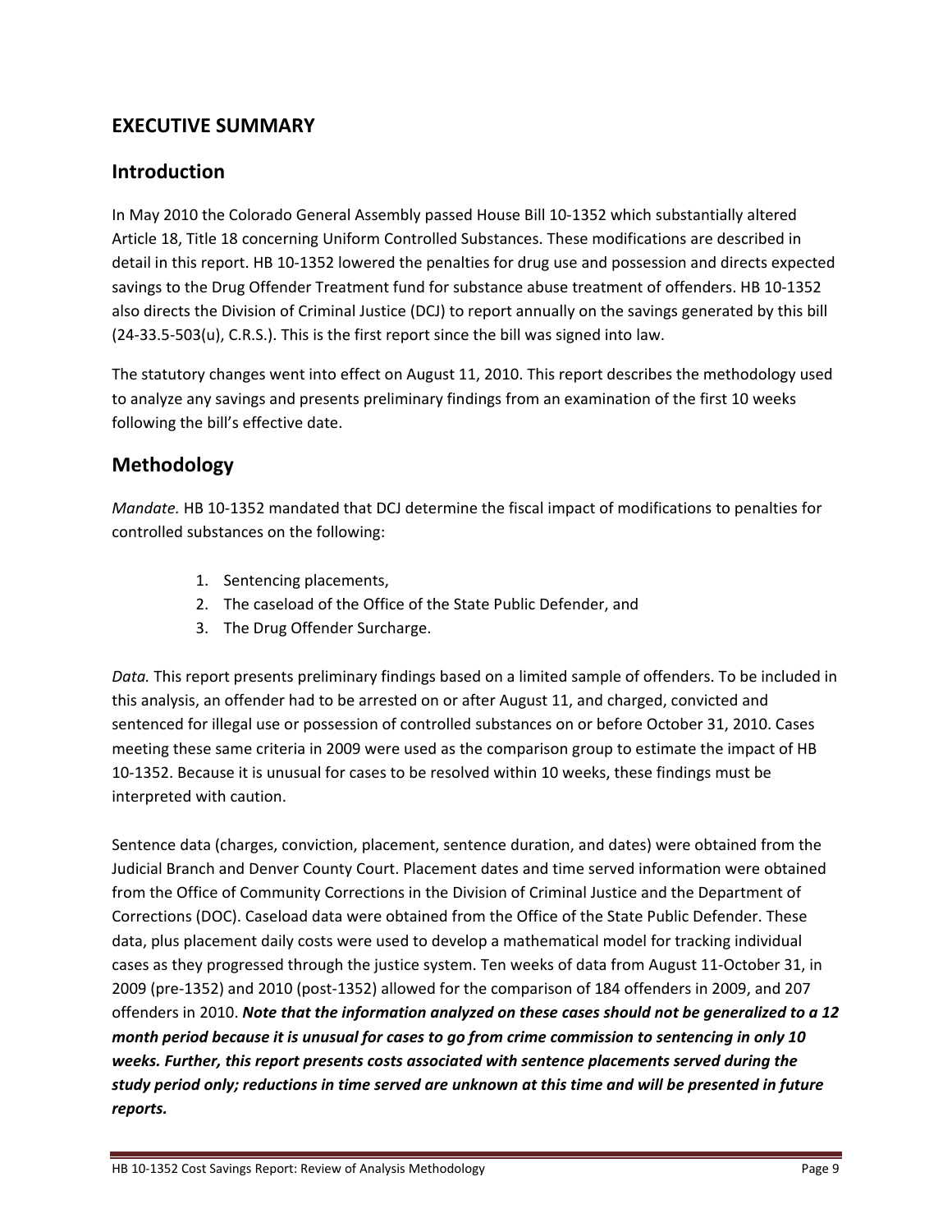# EXECUTIVE SUMMARY

## Introduction

In May 2010 the Colorado General Assembly passed House Bill 10-1352 which substantially altered Article 18, Title 18 concerning Uniform Controlled Substances. These modifications are described in detail in this report. HB 10-1352 lowered the penalties for drug use and possession and directs expected savings to the Drug Offender Treatment fund for substance abuse treatment of offenders. HB 10-1352 also directs the Division of Criminal Justice (DCJ) to report annually on the savings generated by this bill (24-33.5-503(u), C.R.S.). This is the first report since the bill was signed into law.

The statutory changes went into effect on August 11, 2010. This report describes the methodology used to analyze any savings and presents preliminary findings from an examination of the first 10 weeks following the bill's effective date.

## Methodology

*Mandate.* HB 10-1352 mandated that DCJ determine the fiscal impact of modifications to penalties for controlled substances on the following:

1. Sentencing placements,
2. The caseload of the Office of the State Public Defender, and
3. The Drug Offender Surcharge.

*Data.* This report presents preliminary findings based on a limited sample of offenders. To be included in this analysis, an offender had to be arrested on or after August 11, and charged, convicted and sentenced for illegal use or possession of controlled substances on or before October 31, 2010. Cases meeting these same criteria in 2009 were used as the comparison group to estimate the impact of HB 10-1352. Because it is unusual for cases to be resolved within 10 weeks, these findings must be interpreted with caution.

Sentence data (charges, conviction, placement, sentence duration, and dates) were obtained from the Judicial Branch and Denver County Court. Placement dates and time served information were obtained from the Office of Community Corrections in the Division of Criminal Justice and the Department of Corrections (DOC). Caseload data were obtained from the Office of the State Public Defender. These data, plus placement daily costs were used to develop a mathematical model for tracking individual cases as they progressed through the justice system. Ten weeks of data from August 11-October 31, in 2009 (pre-1352) and 2010 (post-1352) allowed for the comparison of 184 offenders in 2009, and 207 offenders in 2010. ***Note that the information analyzed on these cases should not be generalized to a 12 month period because it is unusual for cases to go from crime commission to sentencing in only 10 weeks. Further, this report presents costs associated with sentence placements served during the study period only; reductions in time served are unknown at this time and will be presented in future reports.***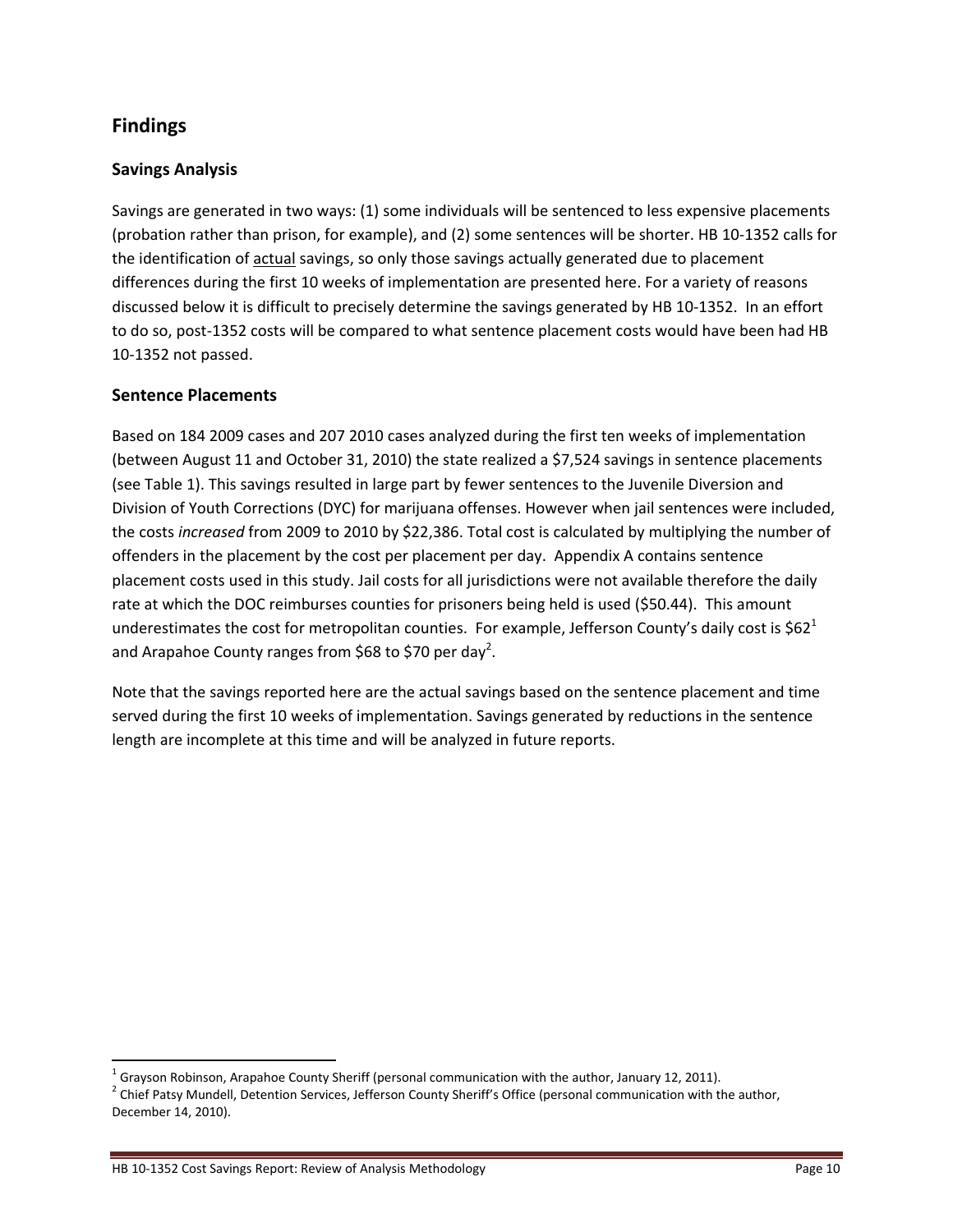## Findings

### Savings Analysis

Savings are generated in two ways: (1) some individuals will be sentenced to less expensive placements (probation rather than prison, for example), and (2) some sentences will be shorter. HB 10-1352 calls for the identification of actual savings, so only those savings actually generated due to placement differences during the first 10 weeks of implementation are presented here. For a variety of reasons discussed below it is difficult to precisely determine the savings generated by HB 10-1352. In an effort to do so, post-1352 costs will be compared to what sentence placement costs would have been had HB 10-1352 not passed.

### Sentence Placements

Based on 184 2009 cases and 207 2010 cases analyzed during the first ten weeks of implementation (between August 11 and October 31, 2010) the state realized a $7,524 savings in sentence placements (see Table 1). This savings resulted in large part by fewer sentences to the Juvenile Diversion and Division of Youth Corrections (DYC) for marijuana offenses. However when jail sentences were included, the costs *increased* from 2009 to 2010 by $22,386. Total cost is calculated by multiplying the number of offenders in the placement by the cost per placement per day. Appendix A contains sentence placement costs used in this study. Jail costs for all jurisdictions were not available therefore the daily rate at which the DOC reimburses counties for prisoners being held is used ($50.44). This amount underestimates the cost for metropolitan counties. For example, Jefferson County's daily cost is $62[1] and Arapahoe County ranges from $68 to $70 per day[2].

Note that the savings reported here are the actual savings based on the sentence placement and time served during the first 10 weeks of implementation. Savings generated by reductions in the sentence length are incomplete at this time and will be analyzed in future reports.

---

[1] Grayson Robinson, Arapahoe County Sheriff (personal communication with the author, January 12, 2011).

[2] Chief Patsy Mundell, Detention Services, Jefferson County Sheriff's Office (personal communication with the author, December 14, 2010).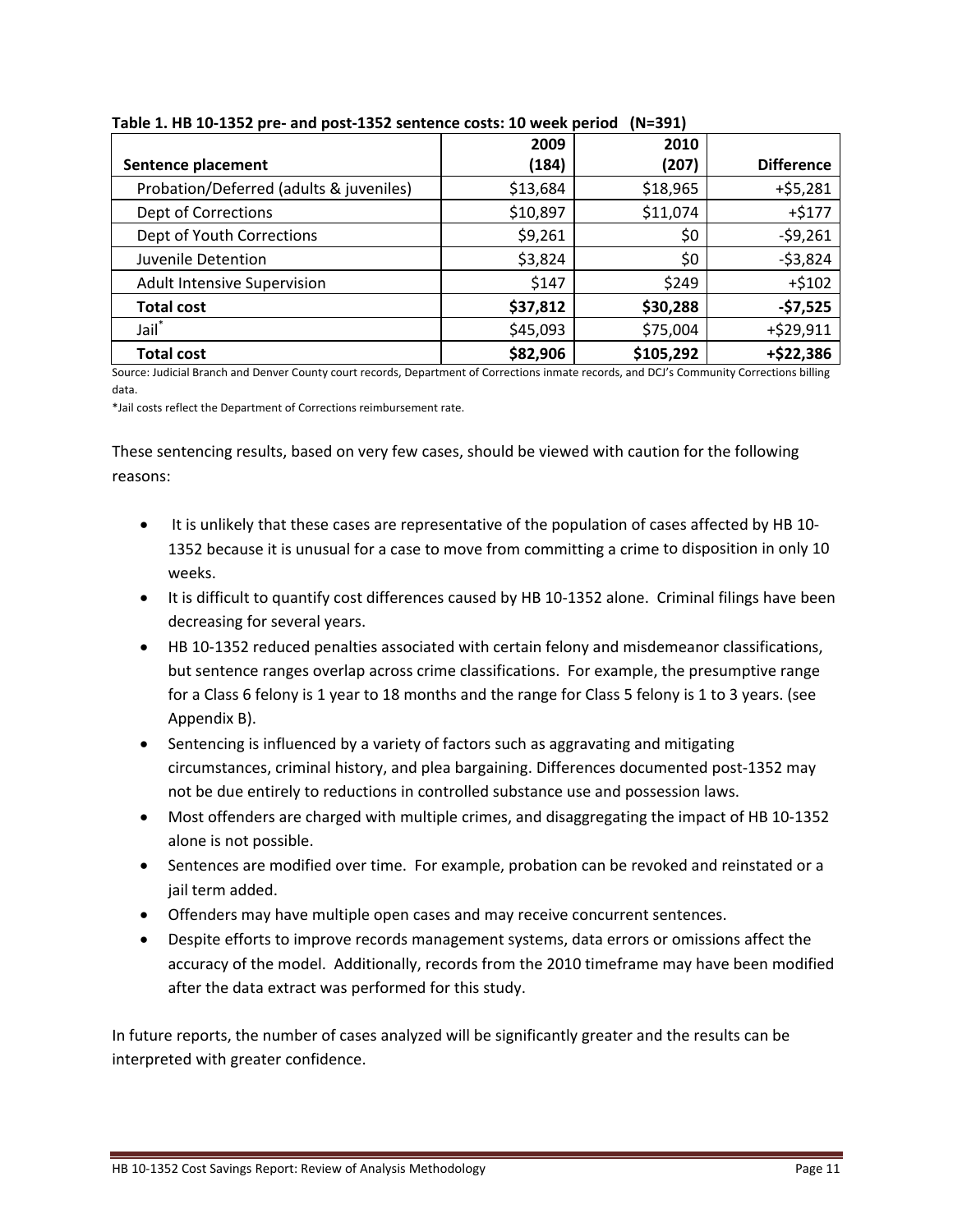**Table 1. HB 10-1352 pre- and post-1352 sentence costs: 10 week period (N=391)**

| Sentence placement | 2009 (184) | 2010 (207) | Difference |
|---|---|---|---|
| Probation/Deferred (adults & juveniles) | $13,684 | $18,965 | +$5,281 |
| Dept of Corrections | $10,897 | $11,074 | +$177 |
| Dept of Youth Corrections | $9,261 | $0 | -$9,261 |
| Juvenile Detention | $3,824 | $0 | -$3,824 |
| Adult Intensive Supervision | $147 | $249 | +$102 |
| **Total cost** | **$37,812** | **$30,288** | **-$7,525** |
| Jail* | $45,093 | $75,004 | +$29,911 |
| **Total cost** | **$82,906** | **$105,292** | **+$22,386** |

Source: Judicial Branch and Denver County court records, Department of Corrections inmate records, and DCJ's Community Corrections billing data.

*Jail costs reflect the Department of Corrections reimbursement rate.

These sentencing results, based on very few cases, should be viewed with caution for the following reasons:

- It is unlikely that these cases are representative of the population of cases affected by HB 10-1352 because it is unusual for a case to move from committing a crime to disposition in only 10 weeks.
- It is difficult to quantify cost differences caused by HB 10-1352 alone. Criminal filings have been decreasing for several years.
- HB 10-1352 reduced penalties associated with certain felony and misdemeanor classifications, but sentence ranges overlap across crime classifications. For example, the presumptive range for a Class 6 felony is 1 year to 18 months and the range for Class 5 felony is 1 to 3 years. (see Appendix B).
- Sentencing is influenced by a variety of factors such as aggravating and mitigating circumstances, criminal history, and plea bargaining. Differences documented post-1352 may not be due entirely to reductions in controlled substance use and possession laws.
- Most offenders are charged with multiple crimes, and disaggregating the impact of HB 10-1352 alone is not possible.
- Sentences are modified over time. For example, probation can be revoked and reinstated or a jail term added.
- Offenders may have multiple open cases and may receive concurrent sentences.
- Despite efforts to improve records management systems, data errors or omissions affect the accuracy of the model. Additionally, records from the 2010 timeframe may have been modified after the data extract was performed for this study.

In future reports, the number of cases analyzed will be significantly greater and the results can be interpreted with greater confidence.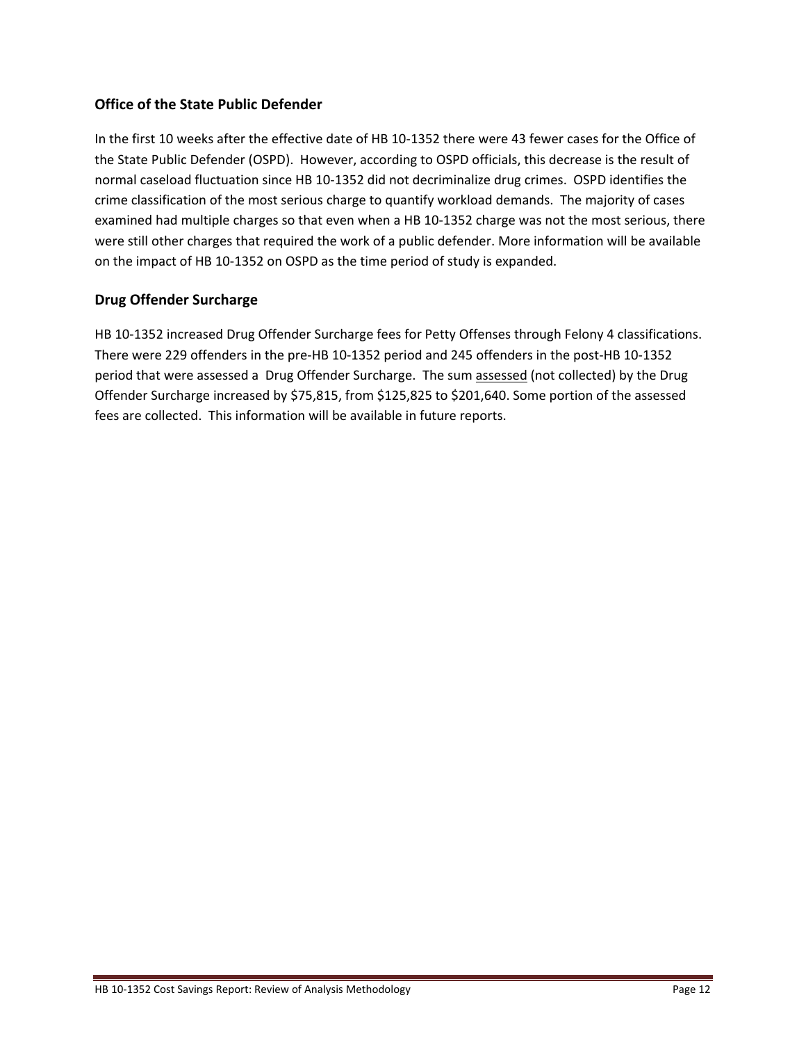## Office of the State Public Defender

In the first 10 weeks after the effective date of HB 10-1352 there were 43 fewer cases for the Office of the State Public Defender (OSPD). However, according to OSPD officials, this decrease is the result of normal caseload fluctuation since HB 10-1352 did not decriminalize drug crimes. OSPD identifies the crime classification of the most serious charge to quantify workload demands. The majority of cases examined had multiple charges so that even when a HB 10-1352 charge was not the most serious, there were still other charges that required the work of a public defender. More information will be available on the impact of HB 10-1352 on OSPD as the time period of study is expanded.

## Drug Offender Surcharge

HB 10-1352 increased Drug Offender Surcharge fees for Petty Offenses through Felony 4 classifications. There were 229 offenders in the pre-HB 10-1352 period and 245 offenders in the post-HB 10-1352 period that were assessed a Drug Offender Surcharge. The sum <u>assessed</u> (not collected) by the Drug Offender Surcharge increased by $75,815, from $125,825 to $201,640. Some portion of the assessed fees are collected. This information will be available in future reports.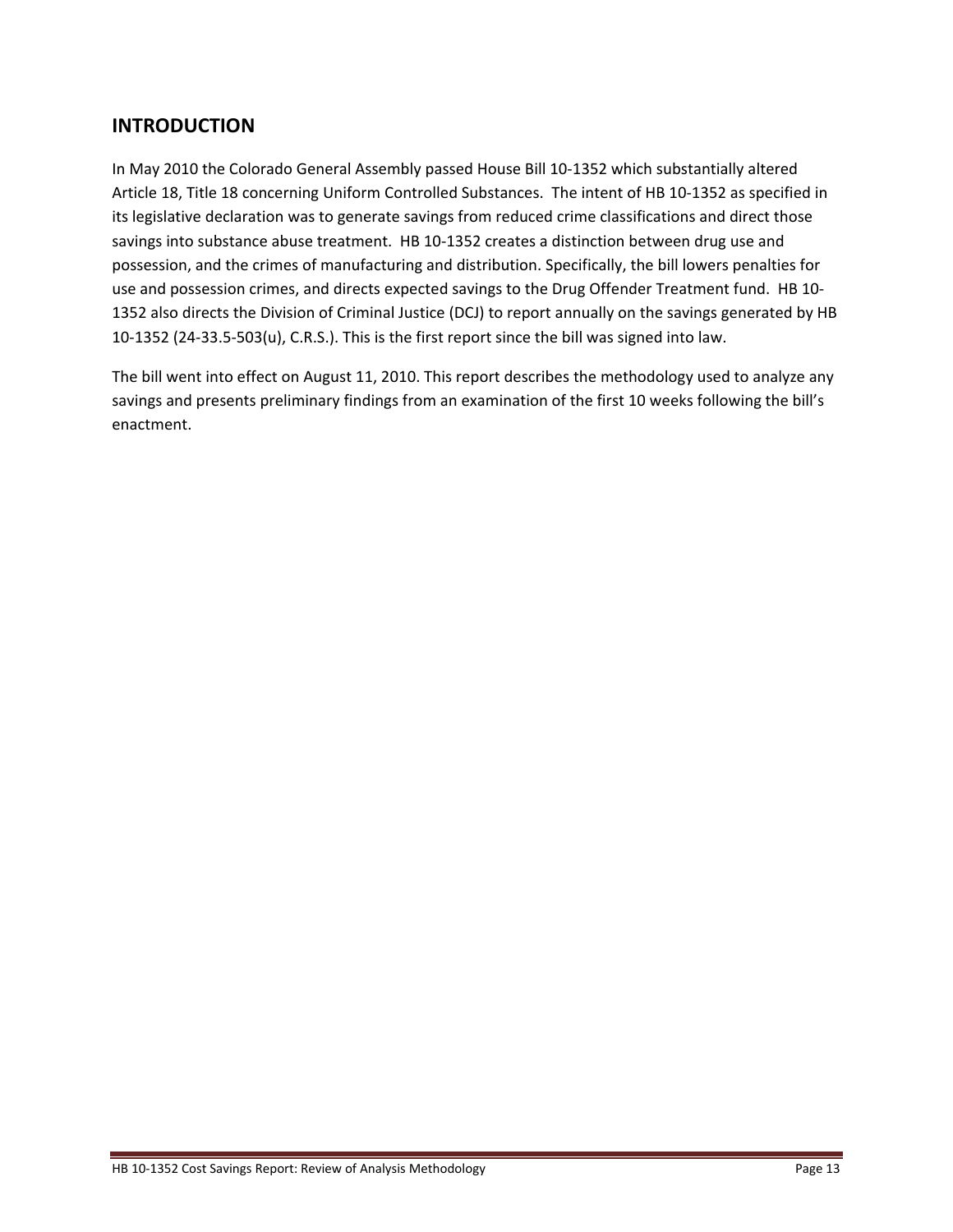## INTRODUCTION

In May 2010 the Colorado General Assembly passed House Bill 10-1352 which substantially altered Article 18, Title 18 concerning Uniform Controlled Substances. The intent of HB 10-1352 as specified in its legislative declaration was to generate savings from reduced crime classifications and direct those savings into substance abuse treatment. HB 10-1352 creates a distinction between drug use and possession, and the crimes of manufacturing and distribution. Specifically, the bill lowers penalties for use and possession crimes, and directs expected savings to the Drug Offender Treatment fund. HB 10-1352 also directs the Division of Criminal Justice (DCJ) to report annually on the savings generated by HB 10-1352 (24-33.5-503(u), C.R.S.). This is the first report since the bill was signed into law.

The bill went into effect on August 11, 2010. This report describes the methodology used to analyze any savings and presents preliminary findings from an examination of the first 10 weeks following the bill's enactment.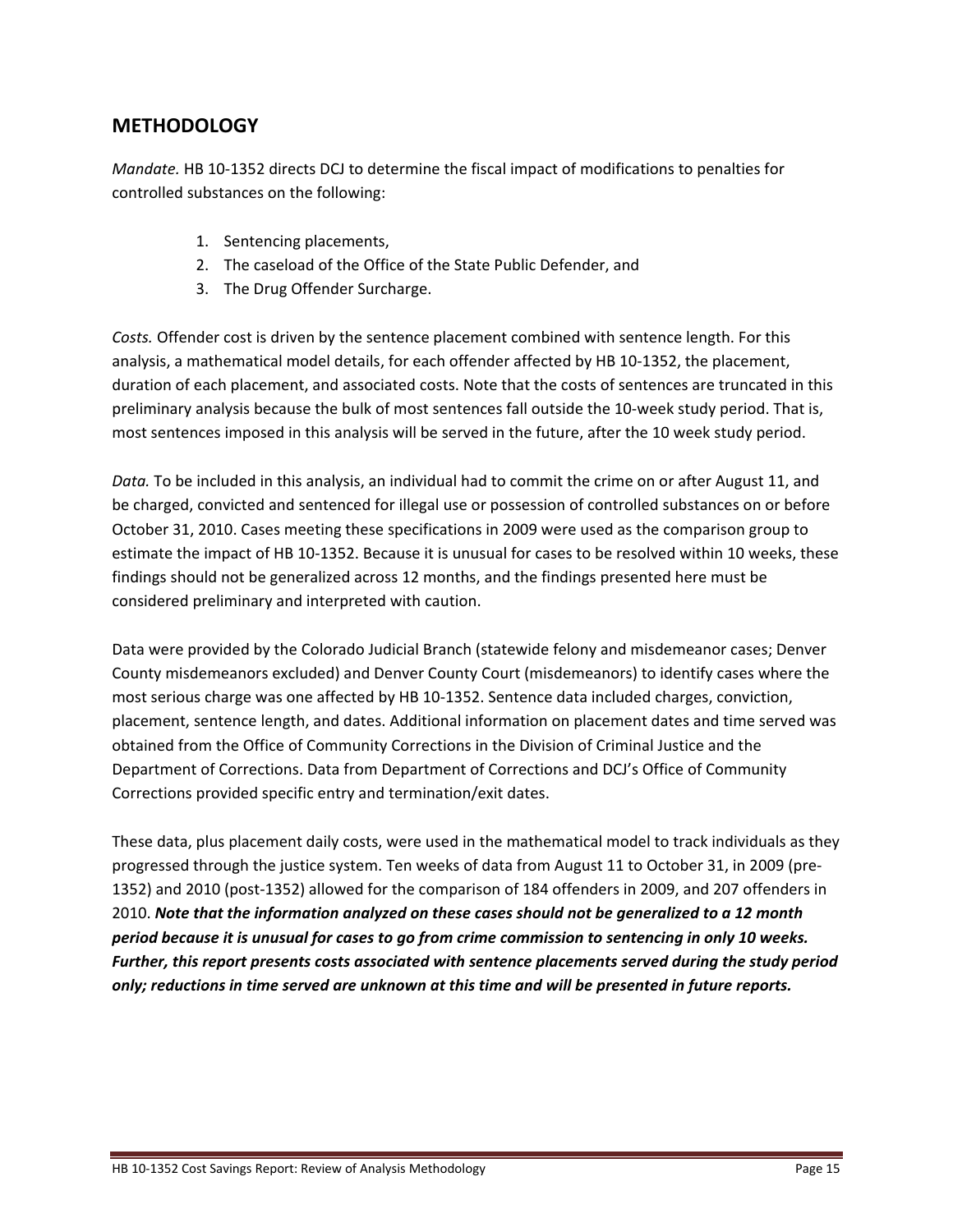## METHODOLOGY

*Mandate.* HB 10-1352 directs DCJ to determine the fiscal impact of modifications to penalties for controlled substances on the following:

1. Sentencing placements,
2. The caseload of the Office of the State Public Defender, and
3. The Drug Offender Surcharge.

*Costs.* Offender cost is driven by the sentence placement combined with sentence length. For this analysis, a mathematical model details, for each offender affected by HB 10-1352, the placement, duration of each placement, and associated costs. Note that the costs of sentences are truncated in this preliminary analysis because the bulk of most sentences fall outside the 10-week study period. That is, most sentences imposed in this analysis will be served in the future, after the 10 week study period.

*Data.* To be included in this analysis, an individual had to commit the crime on or after August 11, and be charged, convicted and sentenced for illegal use or possession of controlled substances on or before October 31, 2010. Cases meeting these specifications in 2009 were used as the comparison group to estimate the impact of HB 10-1352. Because it is unusual for cases to be resolved within 10 weeks, these findings should not be generalized across 12 months, and the findings presented here must be considered preliminary and interpreted with caution.

Data were provided by the Colorado Judicial Branch (statewide felony and misdemeanor cases; Denver County misdemeanors excluded) and Denver County Court (misdemeanors) to identify cases where the most serious charge was one affected by HB 10-1352. Sentence data included charges, conviction, placement, sentence length, and dates. Additional information on placement dates and time served was obtained from the Office of Community Corrections in the Division of Criminal Justice and the Department of Corrections. Data from Department of Corrections and DCJ's Office of Community Corrections provided specific entry and termination/exit dates.

These data, plus placement daily costs, were used in the mathematical model to track individuals as they progressed through the justice system. Ten weeks of data from August 11 to October 31, in 2009 (pre-1352) and 2010 (post-1352) allowed for the comparison of 184 offenders in 2009, and 207 offenders in 2010. ***Note that the information analyzed on these cases should not be generalized to a 12 month period because it is unusual for cases to go from crime commission to sentencing in only 10 weeks. Further, this report presents costs associated with sentence placements served during the study period only; reductions in time served are unknown at this time and will be presented in future reports.***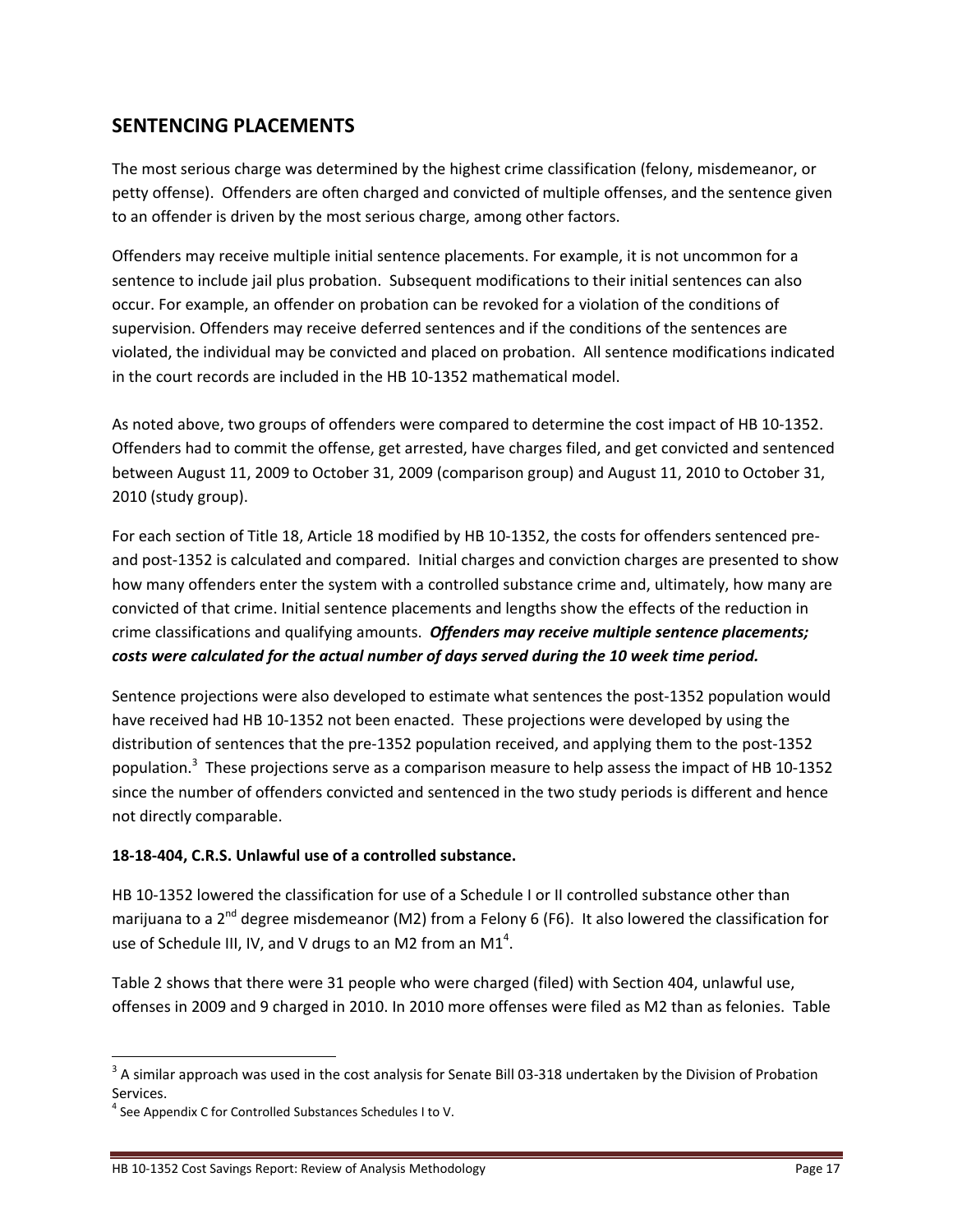## SENTENCING PLACEMENTS

The most serious charge was determined by the highest crime classification (felony, misdemeanor, or petty offense). Offenders are often charged and convicted of multiple offenses, and the sentence given to an offender is driven by the most serious charge, among other factors.

Offenders may receive multiple initial sentence placements. For example, it is not uncommon for a sentence to include jail plus probation. Subsequent modifications to their initial sentences can also occur. For example, an offender on probation can be revoked for a violation of the conditions of supervision. Offenders may receive deferred sentences and if the conditions of the sentences are violated, the individual may be convicted and placed on probation. All sentence modifications indicated in the court records are included in the HB 10-1352 mathematical model.

As noted above, two groups of offenders were compared to determine the cost impact of HB 10-1352. Offenders had to commit the offense, get arrested, have charges filed, and get convicted and sentenced between August 11, 2009 to October 31, 2009 (comparison group) and August 11, 2010 to October 31, 2010 (study group).

For each section of Title 18, Article 18 modified by HB 10-1352, the costs for offenders sentenced pre- and post-1352 is calculated and compared. Initial charges and conviction charges are presented to show how many offenders enter the system with a controlled substance crime and, ultimately, how many are convicted of that crime. Initial sentence placements and lengths show the effects of the reduction in crime classifications and qualifying amounts. ***Offenders may receive multiple sentence placements; costs were calculated for the actual number of days served during the 10 week time period.***

Sentence projections were also developed to estimate what sentences the post-1352 population would have received had HB 10-1352 not been enacted. These projections were developed by using the distribution of sentences that the pre-1352 population received, and applying them to the post-1352 population.[3] These projections serve as a comparison measure to help assess the impact of HB 10-1352 since the number of offenders convicted and sentenced in the two study periods is different and hence not directly comparable.

**18-18-404, C.R.S. Unlawful use of a controlled substance.**

HB 10-1352 lowered the classification for use of a Schedule I or II controlled substance other than marijuana to a 2nd degree misdemeanor (M2) from a Felony 6 (F6). It also lowered the classification for use of Schedule III, IV, and V drugs to an M2 from an M1[4].

Table 2 shows that there were 31 people who were charged (filed) with Section 404, unlawful use, offenses in 2009 and 9 charged in 2010. In 2010 more offenses were filed as M2 than as felonies. Table

[3] A similar approach was used in the cost analysis for Senate Bill 03-318 undertaken by the Division of Probation Services.

[4] See Appendix C for Controlled Substances Schedules I to V.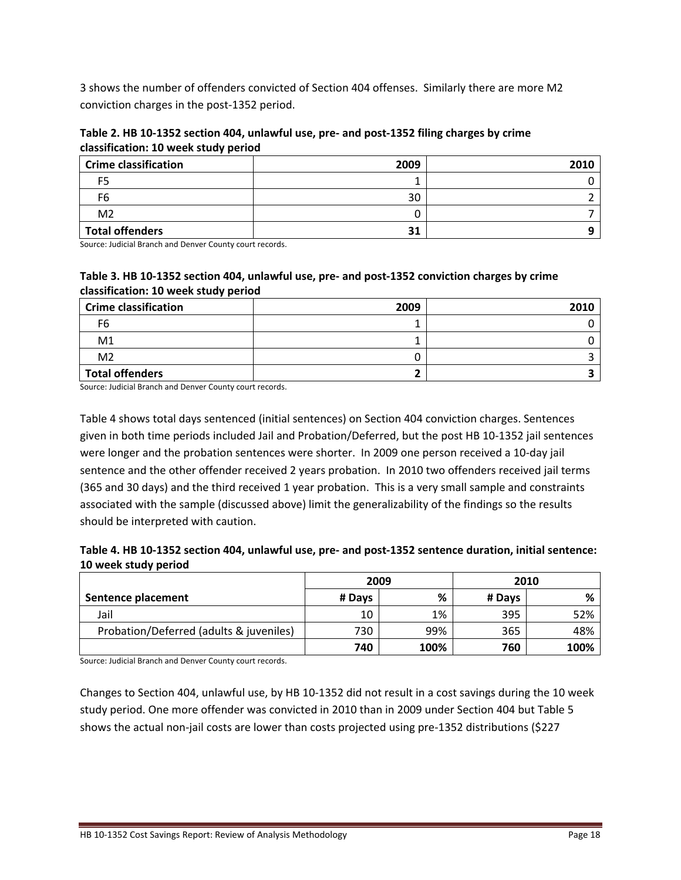3 shows the number of offenders convicted of Section 404 offenses. Similarly there are more M2 conviction charges in the post-1352 period.

**Table 2. HB 10-1352 section 404, unlawful use, pre- and post-1352 filing charges by crime classification: 10 week study period**

| Crime classification | 2009 | 2010 |
|---|---|---|
| F5 | 1 | 0 |
| F6 | 30 | 2 |
| M2 | 0 | 7 |
| **Total offenders** | **31** | **9** |

Source: Judicial Branch and Denver County court records.

**Table 3. HB 10-1352 section 404, unlawful use, pre- and post-1352 conviction charges by crime classification: 10 week study period**

| Crime classification | 2009 | 2010 |
|---|---|---|
| F6 | 1 | 0 |
| M1 | 1 | 0 |
| M2 | 0 | 3 |
| **Total offenders** | **2** | **3** |

Source: Judicial Branch and Denver County court records.

Table 4 shows total days sentenced (initial sentences) on Section 404 conviction charges. Sentences given in both time periods included Jail and Probation/Deferred, but the post HB 10-1352 jail sentences were longer and the probation sentences were shorter. In 2009 one person received a 10-day jail sentence and the other offender received 2 years probation. In 2010 two offenders received jail terms (365 and 30 days) and the third received 1 year probation. This is a very small sample and constraints associated with the sample (discussed above) limit the generalizability of the findings so the results should be interpreted with caution.

**Table 4. HB 10-1352 section 404, unlawful use, pre- and post-1352 sentence duration, initial sentence: 10 week study period**

| | 2009 | | 2010 | |
|---|---|---|---|---|
| **Sentence placement** | **# Days** | **%** | **# Days** | **%** |
| Jail | 10 | 1% | 395 | 52% |
| Probation/Deferred (adults & juveniles) | 730 | 99% | 365 | 48% |
| | **740** | **100%** | **760** | **100%** |

Source: Judicial Branch and Denver County court records.

Changes to Section 404, unlawful use, by HB 10-1352 did not result in a cost savings during the 10 week study period. One more offender was convicted in 2010 than in 2009 under Section 404 but Table 5 shows the actual non-jail costs are lower than costs projected using pre-1352 distributions ($227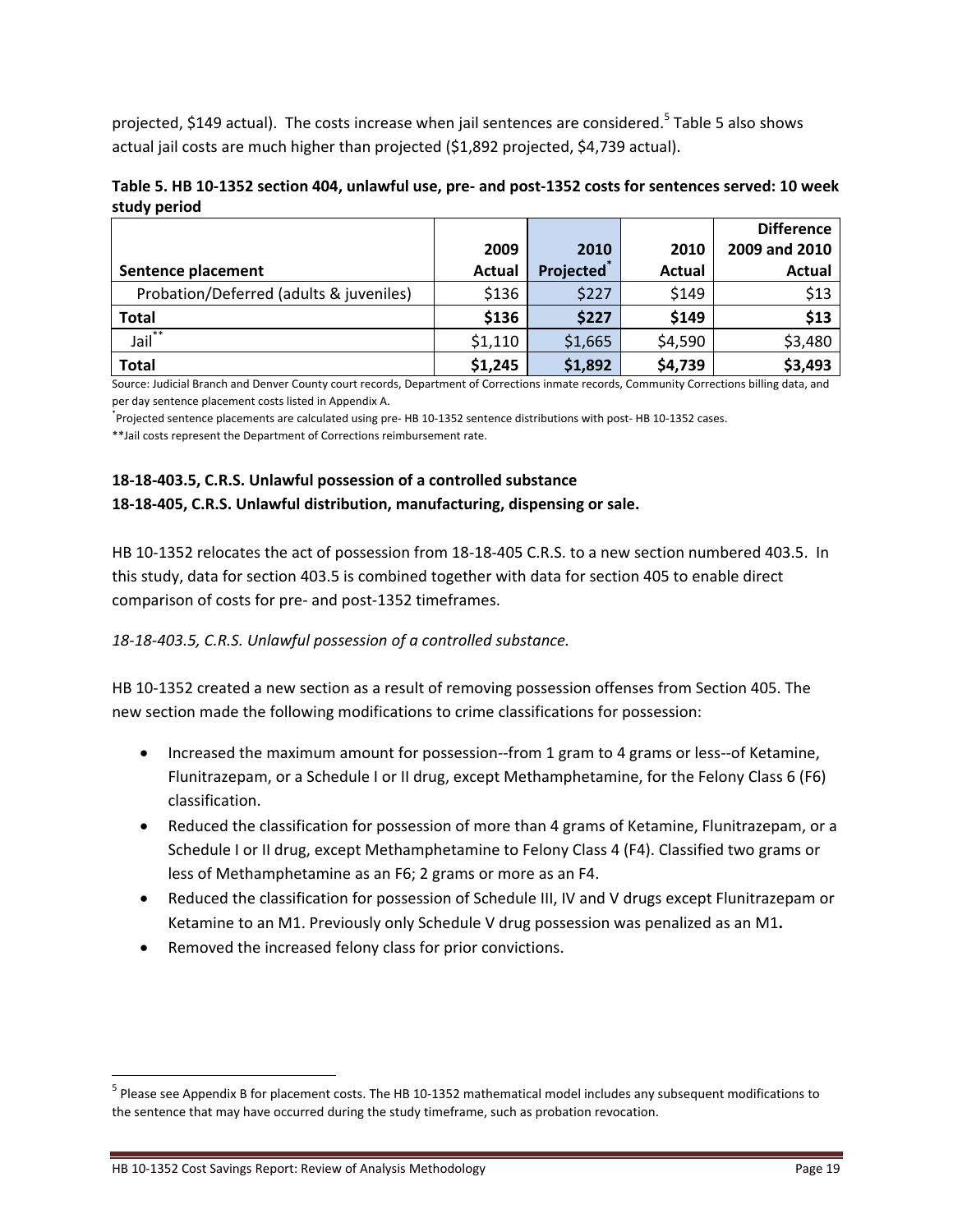projected, $149 actual). The costs increase when jail sentences are considered.[5] Table 5 also shows actual jail costs are much higher than projected ($1,892 projected, $4,739 actual).

**Table 5. HB 10-1352 section 404, unlawful use, pre- and post-1352 costs for sentences served: 10 week study period**

| Sentence placement | 2009 Actual | 2010 Projected* | 2010 Actual | Difference 2009 and 2010 Actual |
|---|---|---|---|---|
| Probation/Deferred (adults & juveniles) | $136 | $227 | $149 | $13 |
| **Total** | **$136** | **$227** | **$149** | **$13** |
| Jail** | $1,110 | $1,665 | $4,590 | $3,480 |
| **Total** | **$1,245** | **$1,892** | **$4,739** | **$3,493** |

Source: Judicial Branch and Denver County court records, Department of Corrections inmate records, Community Corrections billing data, and per day sentence placement costs listed in Appendix A.

*Projected sentence placements are calculated using pre- HB 10-1352 sentence distributions with post- HB 10-1352 cases.

**Jail costs represent the Department of Corrections reimbursement rate.

**18-18-403.5, C.R.S. Unlawful possession of a controlled substance**
**18-18-405, C.R.S. Unlawful distribution, manufacturing, dispensing or sale.**

HB 10-1352 relocates the act of possession from 18-18-405 C.R.S. to a new section numbered 403.5. In this study, data for section 403.5 is combined together with data for section 405 to enable direct comparison of costs for pre- and post-1352 timeframes.

*18-18-403.5, C.R.S. Unlawful possession of a controlled substance.*

HB 10-1352 created a new section as a result of removing possession offenses from Section 405. The new section made the following modifications to crime classifications for possession:

- Increased the maximum amount for possession--from 1 gram to 4 grams or less--of Ketamine, Flunitrazepam, or a Schedule I or II drug, except Methamphetamine, for the Felony Class 6 (F6) classification.
- Reduced the classification for possession of more than 4 grams of Ketamine, Flunitrazepam, or a Schedule I or II drug, except Methamphetamine to Felony Class 4 (F4). Classified two grams or less of Methamphetamine as an F6; 2 grams or more as an F4.
- Reduced the classification for possession of Schedule III, IV and V drugs except Flunitrazepam or Ketamine to an M1. Previously only Schedule V drug possession was penalized as an M1**.**
- Removed the increased felony class for prior convictions.

[5] Please see Appendix B for placement costs. The HB 10-1352 mathematical model includes any subsequent modifications to the sentence that may have occurred during the study timeframe, such as probation revocation.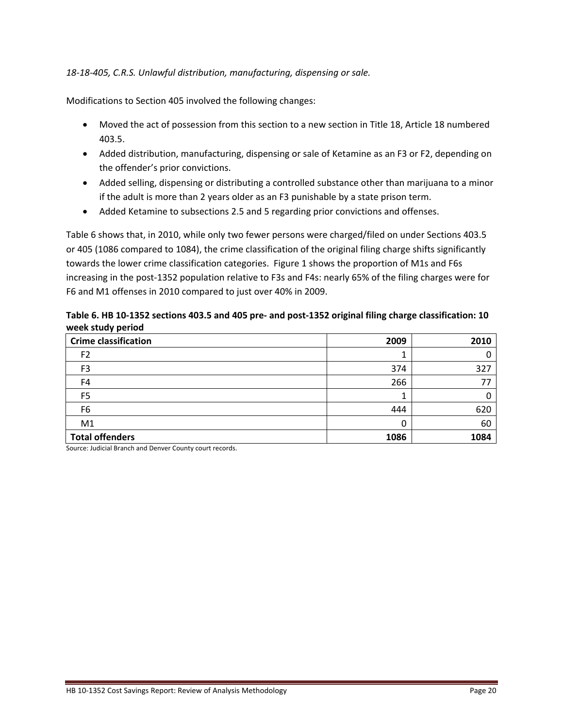*18-18-405, C.R.S. Unlawful distribution, manufacturing, dispensing or sale.*

Modifications to Section 405 involved the following changes:

- Moved the act of possession from this section to a new section in Title 18, Article 18 numbered 403.5.
- Added distribution, manufacturing, dispensing or sale of Ketamine as an F3 or F2, depending on the offender's prior convictions.
- Added selling, dispensing or distributing a controlled substance other than marijuana to a minor if the adult is more than 2 years older as an F3 punishable by a state prison term.
- Added Ketamine to subsections 2.5 and 5 regarding prior convictions and offenses.

Table 6 shows that, in 2010, while only two fewer persons were charged/filed on under Sections 403.5 or 405 (1086 compared to 1084), the crime classification of the original filing charge shifts significantly towards the lower crime classification categories. Figure 1 shows the proportion of M1s and F6s increasing in the post-1352 population relative to F3s and F4s: nearly 65% of the filing charges were for F6 and M1 offenses in 2010 compared to just over 40% in 2009.

**Table 6. HB 10-1352 sections 403.5 and 405 pre- and post-1352 original filing charge classification: 10 week study period**

| Crime classification | 2009 | 2010 |
|---|---|---|
| F2 | 1 | 0 |
| F3 | 374 | 327 |
| F4 | 266 | 77 |
| F5 | 1 | 0 |
| F6 | 444 | 620 |
| M1 | 0 | 60 |
| **Total offenders** | **1086** | **1084** |

Source: Judicial Branch and Denver County court records.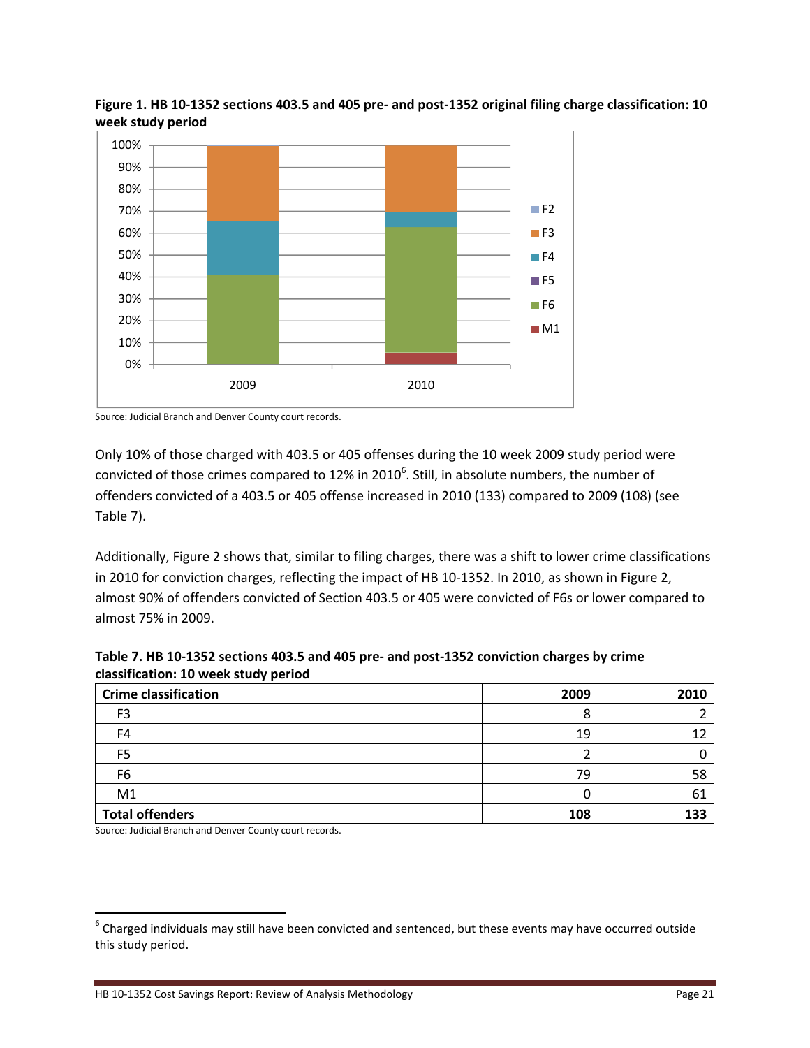**Figure 1. HB 10-1352 sections 403.5 and 405 pre- and post-1352 original filing charge classification: 10 week study period**

Source: Judicial Branch and Denver County court records.

Only 10% of those charged with 403.5 or 405 offenses during the 10 week 2009 study period were convicted of those crimes compared to 12% in 2010[6]. Still, in absolute numbers, the number of offenders convicted of a 403.5 or 405 offense increased in 2010 (133) compared to 2009 (108) (see Table 7).

Additionally, Figure 2 shows that, similar to filing charges, there was a shift to lower crime classifications in 2010 for conviction charges, reflecting the impact of HB 10-1352. In 2010, as shown in Figure 2, almost 90% of offenders convicted of Section 403.5 or 405 were convicted of F6s or lower compared to almost 75% in 2009.

**Table 7. HB 10-1352 sections 403.5 and 405 pre- and post-1352 conviction charges by crime classification: 10 week study period**

| Crime classification | 2009 | 2010 |
|---|---|---|
| F3 | 8 | 2 |
| F4 | 19 | 12 |
| F5 | 2 | 0 |
| F6 | 79 | 58 |
| M1 | 0 | 61 |
| **Total offenders** | **108** | **133** |

Source: Judicial Branch and Denver County court records.

[6] Charged individuals may still have been convicted and sentenced, but these events may have occurred outside this study period.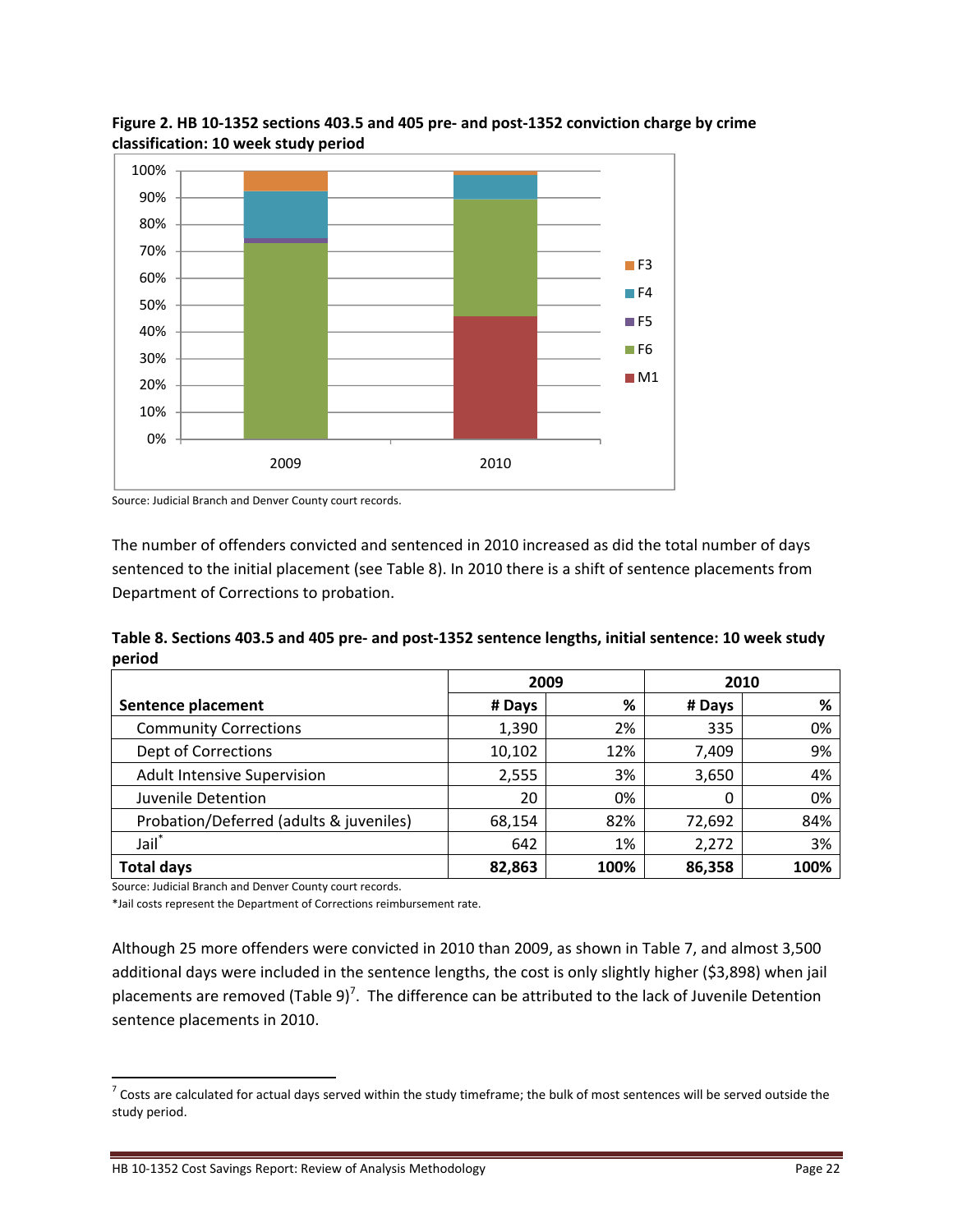**Figure 2. HB 10-1352 sections 403.5 and 405 pre- and post-1352 conviction charge by crime classification: 10 week study period**

Source: Judicial Branch and Denver County court records.

The number of offenders convicted and sentenced in 2010 increased as did the total number of days sentenced to the initial placement (see Table 8). In 2010 there is a shift of sentence placements from Department of Corrections to probation.

**Table 8. Sections 403.5 and 405 pre- and post-1352 sentence lengths, initial sentence: 10 week study period**

| | 2009 | | 2010 | |
|---|---|---|---|---|
| **Sentence placement** | **# Days** | **%** | **# Days** | **%** |
| Community Corrections | 1,390 | 2% | 335 | 0% |
| Dept of Corrections | 10,102 | 12% | 7,409 | 9% |
| Adult Intensive Supervision | 2,555 | 3% | 3,650 | 4% |
| Juvenile Detention | 20 | 0% | 0 | 0% |
| Probation/Deferred (adults & juveniles) | 68,154 | 82% | 72,692 | 84% |
| Jail* | 642 | 1% | 2,272 | 3% |
| **Total days** | **82,863** | **100%** | **86,358** | **100%** |

Source: Judicial Branch and Denver County court records.

*Jail costs represent the Department of Corrections reimbursement rate.

Although 25 more offenders were convicted in 2010 than 2009, as shown in Table 7, and almost 3,500 additional days were included in the sentence lengths, the cost is only slightly higher ($3,898) when jail placements are removed (Table 9)[7]. The difference can be attributed to the lack of Juvenile Detention sentence placements in 2010.

[7] Costs are calculated for actual days served within the study timeframe; the bulk of most sentences will be served outside the study period.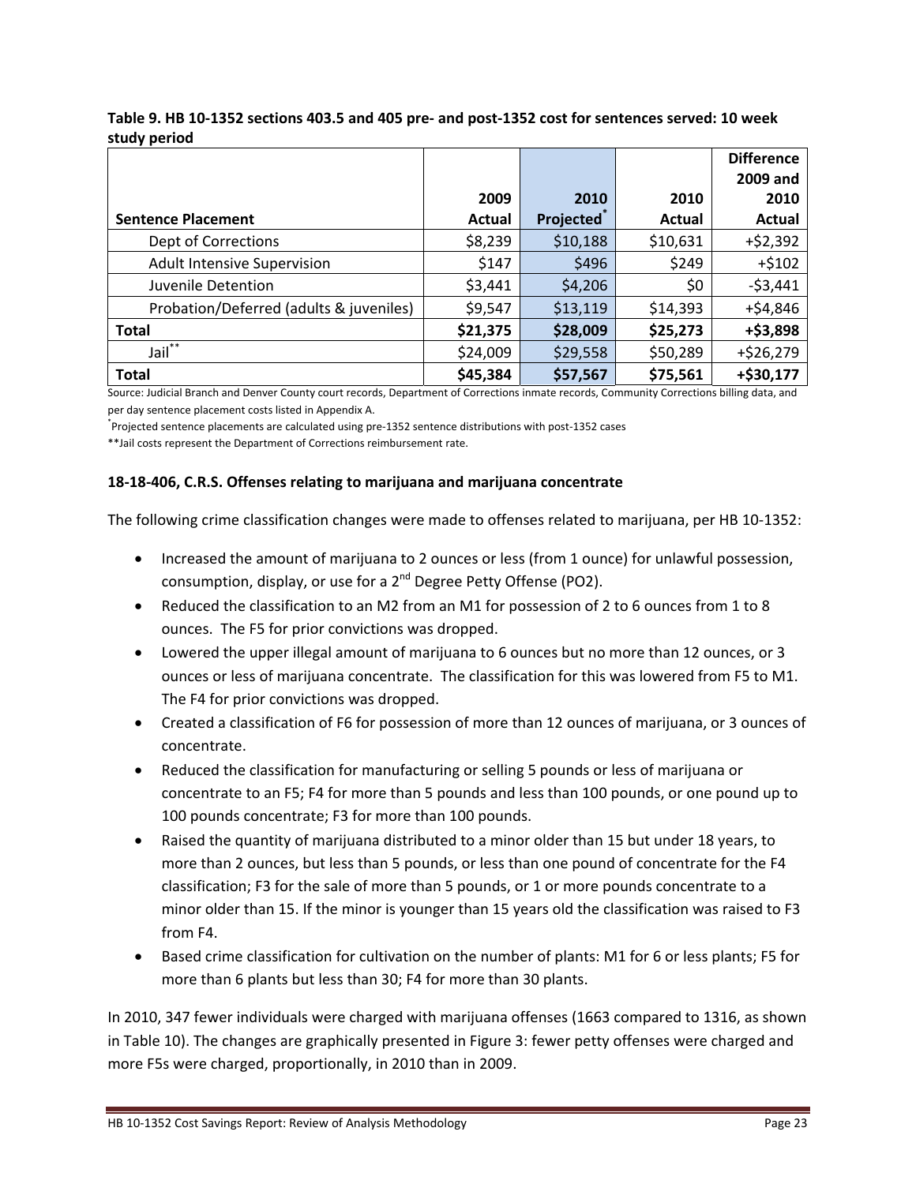**Table 9. HB 10-1352 sections 403.5 and 405 pre- and post-1352 cost for sentences served: 10 week study period**

| Sentence Placement | 2009 Actual | 2010 Projected* | 2010 Actual | Difference 2009 and 2010 Actual |
|---|---|---|---|---|
| Dept of Corrections | $8,239 | $10,188 | $10,631 | +$2,392 |
| Adult Intensive Supervision | $147 | $496 | $249 | +$102 |
| Juvenile Detention | $3,441 | $4,206 | $0 | -$3,441 |
| Probation/Deferred (adults & juveniles) | $9,547 | $13,119 | $14,393 | +$4,846 |
| **Total** | **$21,375** | **$28,009** | **$25,273** | **+$3,898** |
| Jail** | $24,009 | $29,558 | $50,289 | +$26,279 |
| **Total** | **$45,384** | **$57,567** | **$75,561** | **+$30,177** |

Source: Judicial Branch and Denver County court records, Department of Corrections inmate records, Community Corrections billing data, and per day sentence placement costs listed in Appendix A.

*Projected sentence placements are calculated using pre-1352 sentence distributions with post-1352 cases

**Jail costs represent the Department of Corrections reimbursement rate.

**18-18-406, C.R.S. Offenses relating to marijuana and marijuana concentrate**

The following crime classification changes were made to offenses related to marijuana, per HB 10-1352:

- Increased the amount of marijuana to 2 ounces or less (from 1 ounce) for unlawful possession, consumption, display, or use for a 2nd Degree Petty Offense (PO2).
- Reduced the classification to an M2 from an M1 for possession of 2 to 6 ounces from 1 to 8 ounces. The F5 for prior convictions was dropped.
- Lowered the upper illegal amount of marijuana to 6 ounces but no more than 12 ounces, or 3 ounces or less of marijuana concentrate. The classification for this was lowered from F5 to M1. The F4 for prior convictions was dropped.
- Created a classification of F6 for possession of more than 12 ounces of marijuana, or 3 ounces of concentrate.
- Reduced the classification for manufacturing or selling 5 pounds or less of marijuana or concentrate to an F5; F4 for more than 5 pounds and less than 100 pounds, or one pound up to 100 pounds concentrate; F3 for more than 100 pounds.
- Raised the quantity of marijuana distributed to a minor older than 15 but under 18 years, to more than 2 ounces, but less than 5 pounds, or less than one pound of concentrate for the F4 classification; F3 for the sale of more than 5 pounds, or 1 or more pounds concentrate to a minor older than 15. If the minor is younger than 15 years old the classification was raised to F3 from F4.
- Based crime classification for cultivation on the number of plants: M1 for 6 or less plants; F5 for more than 6 plants but less than 30; F4 for more than 30 plants.

In 2010, 347 fewer individuals were charged with marijuana offenses (1663 compared to 1316, as shown in Table 10). The changes are graphically presented in Figure 3: fewer petty offenses were charged and more F5s were charged, proportionally, in 2010 than in 2009.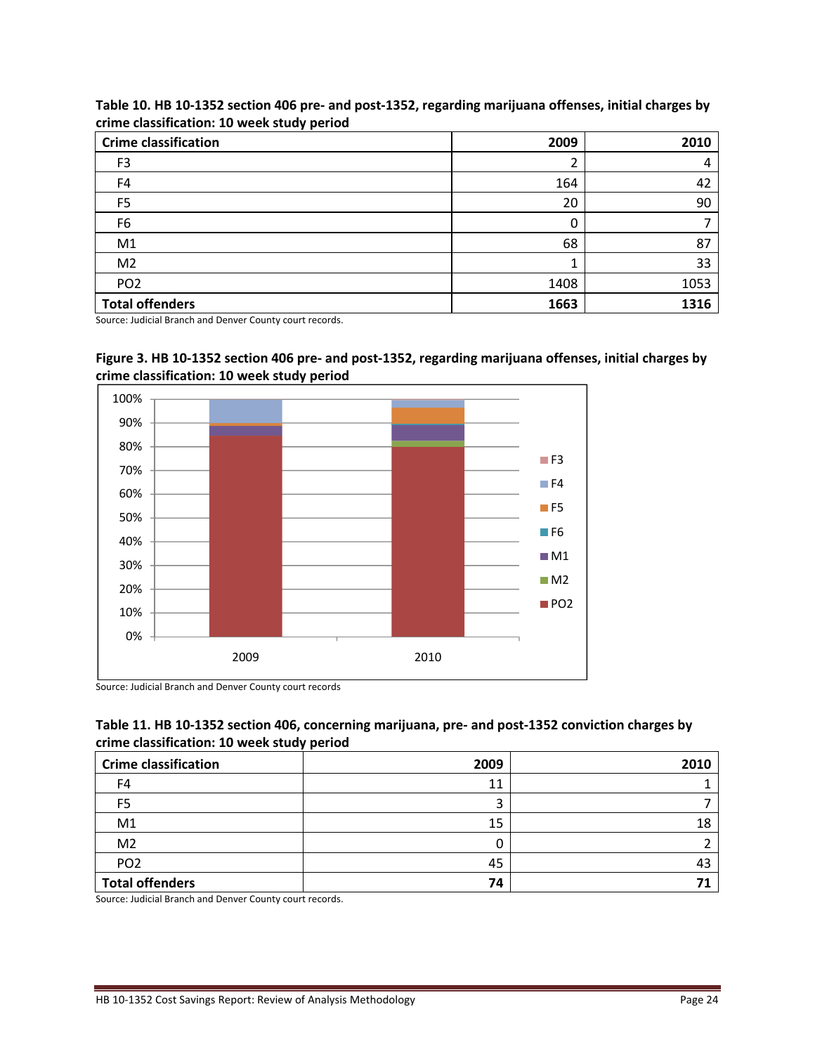**Table 10. HB 10-1352 section 406 pre- and post-1352, regarding marijuana offenses, initial charges by crime classification: 10 week study period**

| Crime classification | 2009 | 2010 |
|---|---|---|
| F3 | 2 | 4 |
| F4 | 164 | 42 |
| F5 | 20 | 90 |
| F6 | 0 | 7 |
| M1 | 68 | 87 |
| M2 | 1 | 33 |
| PO2 | 1408 | 1053 |
| **Total offenders** | **1663** | **1316** |

Source: Judicial Branch and Denver County court records.

**Figure 3. HB 10-1352 section 406 pre- and post-1352, regarding marijuana offenses, initial charges by crime classification: 10 week study period**

Source: Judicial Branch and Denver County court records

**Table 11. HB 10-1352 section 406, concerning marijuana, pre- and post-1352 conviction charges by crime classification: 10 week study period**

| Crime classification | 2009 | 2010 |
|---|---|---|
| F4 | 11 | 1 |
| F5 | 3 | 7 |
| M1 | 15 | 18 |
| M2 | 0 | 2 |
| PO2 | 45 | 43 |
| **Total offenders** | **74** | **71** |

Source: Judicial Branch and Denver County court records.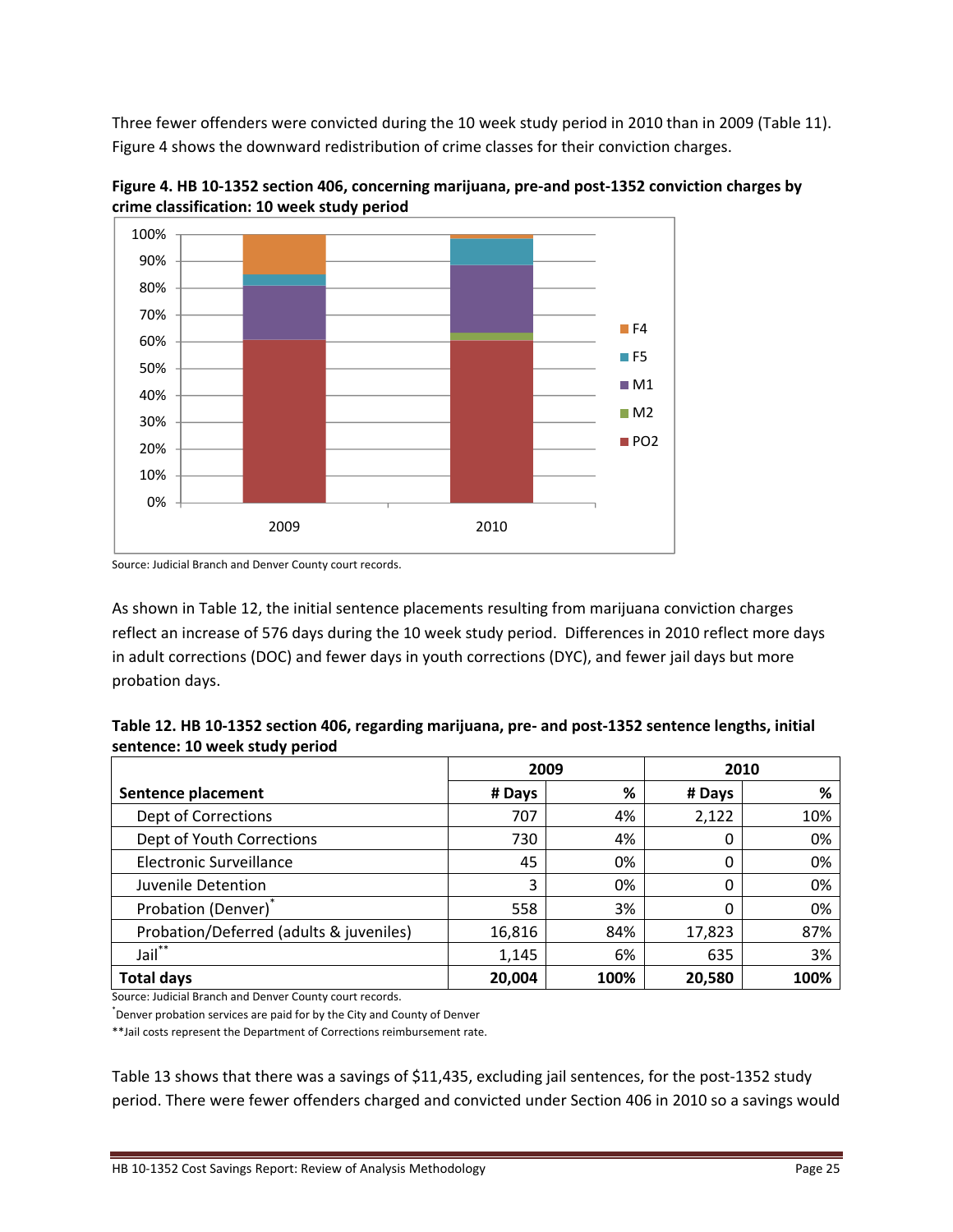Three fewer offenders were convicted during the 10 week study period in 2010 than in 2009 (Table 11). Figure 4 shows the downward redistribution of crime classes for their conviction charges.

**Figure 4. HB 10-1352 section 406, concerning marijuana, pre-and post-1352 conviction charges by crime classification: 10 week study period**

Source: Judicial Branch and Denver County court records.

As shown in Table 12, the initial sentence placements resulting from marijuana conviction charges reflect an increase of 576 days during the 10 week study period. Differences in 2010 reflect more days in adult corrections (DOC) and fewer days in youth corrections (DYC), and fewer jail days but more probation days.

**Table 12. HB 10-1352 section 406, regarding marijuana, pre- and post-1352 sentence lengths, initial sentence: 10 week study period**

| | 2009 | | 2010 | |
|---|---|---|---|---|
| **Sentence placement** | **# Days** | **%** | **# Days** | **%** |
| Dept of Corrections | 707 | 4% | 2,122 | 10% |
| Dept of Youth Corrections | 730 | 4% | 0 | 0% |
| Electronic Surveillance | 45 | 0% | 0 | 0% |
| Juvenile Detention | 3 | 0% | 0 | 0% |
| Probation (Denver)* | 558 | 3% | 0 | 0% |
| Probation/Deferred (adults & juveniles) | 16,816 | 84% | 17,823 | 87% |
| Jail** | 1,145 | 6% | 635 | 3% |
| **Total days** | **20,004** | **100%** | **20,580** | **100%** |

Source: Judicial Branch and Denver County court records.

*Denver probation services are paid for by the City and County of Denver

**Jail costs represent the Department of Corrections reimbursement rate.

Table 13 shows that there was a savings of $11,435, excluding jail sentences, for the post-1352 study period. There were fewer offenders charged and convicted under Section 406 in 2010 so a savings would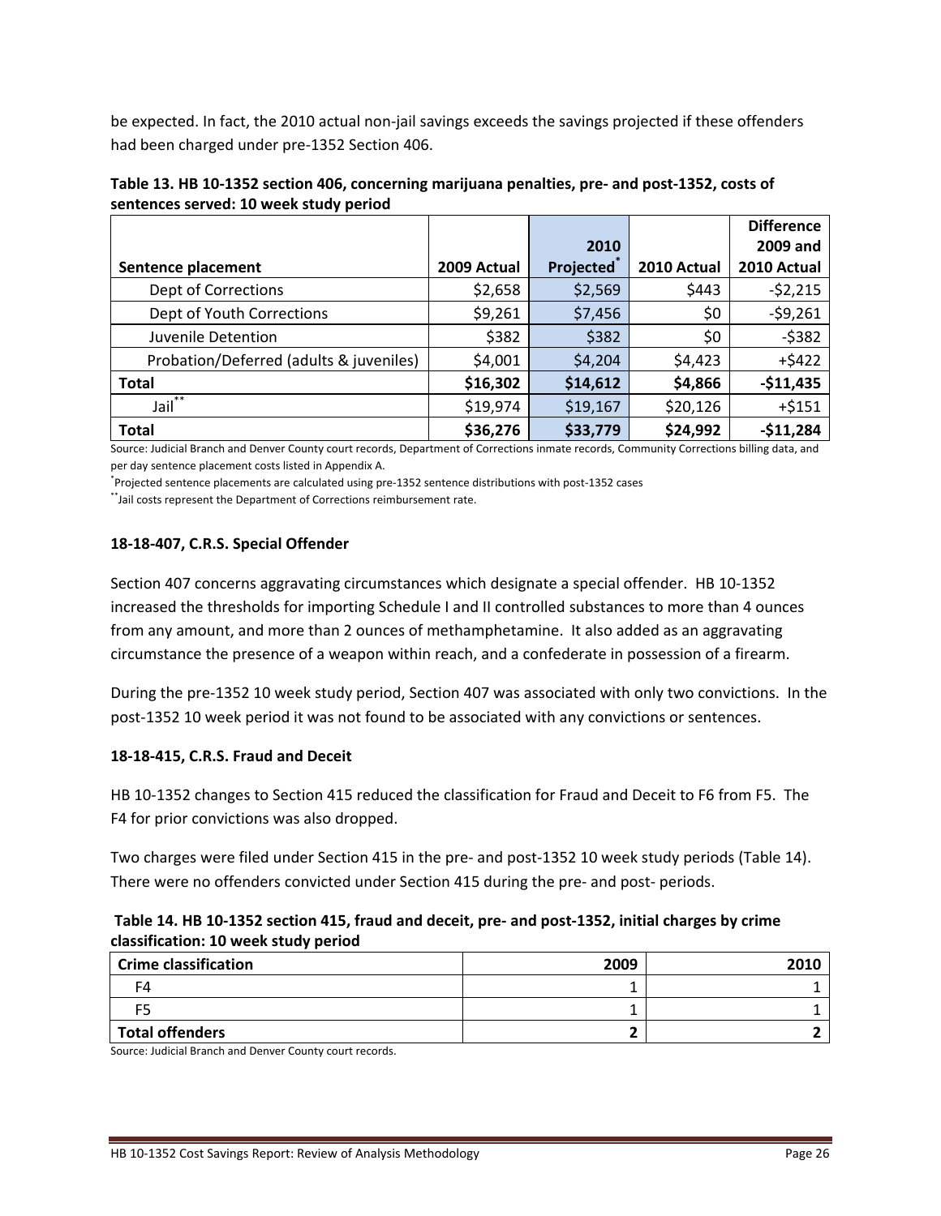be expected. In fact, the 2010 actual non-jail savings exceeds the savings projected if these offenders had been charged under pre-1352 Section 406.

**Table 13. HB 10-1352 section 406, concerning marijuana penalties, pre- and post-1352, costs of sentences served: 10 week study period**

| Sentence placement | 2009 Actual | 2010 Projected* | 2010 Actual | Difference 2009 and 2010 Actual |
|---|---|---|---|---|
| Dept of Corrections | $2,658 | $2,569 | $443 | -$2,215 |
| Dept of Youth Corrections | $9,261 | $7,456 | $0 | -$9,261 |
| Juvenile Detention | $382 | $382 | $0 | -$382 |
| Probation/Deferred (adults & juveniles) | $4,001 | $4,204 | $4,423 | +$422 |
| **Total** | **$16,302** | **$14,612** | **$4,866** | **-$11,435** |
| Jail** | $19,974 | $19,167 | $20,126 | +$151 |
| **Total** | **$36,276** | **$33,779** | **$24,992** | **-$11,284** |

Source: Judicial Branch and Denver County court records, Department of Corrections inmate records, Community Corrections billing data, and per day sentence placement costs listed in Appendix A.

*Projected sentence placements are calculated using pre-1352 sentence distributions with post-1352 cases

**Jail costs represent the Department of Corrections reimbursement rate.

**18-18-407, C.R.S. Special Offender**

Section 407 concerns aggravating circumstances which designate a special offender. HB 10-1352 increased the thresholds for importing Schedule I and II controlled substances to more than 4 ounces from any amount, and more than 2 ounces of methamphetamine. It also added as an aggravating circumstance the presence of a weapon within reach, and a confederate in possession of a firearm.

During the pre-1352 10 week study period, Section 407 was associated with only two convictions. In the post-1352 10 week period it was not found to be associated with any convictions or sentences.

**18-18-415, C.R.S. Fraud and Deceit**

HB 10-1352 changes to Section 415 reduced the classification for Fraud and Deceit to F6 from F5. The F4 for prior convictions was also dropped.

Two charges were filed under Section 415 in the pre- and post-1352 10 week study periods (Table 14). There were no offenders convicted under Section 415 during the pre- and post- periods.

**Table 14. HB 10-1352 section 415, fraud and deceit, pre- and post-1352, initial charges by crime classification: 10 week study period**

| Crime classification | 2009 | 2010 |
|---|---|---|
| F4 | 1 | 1 |
| F5 | 1 | 1 |
| **Total offenders** | **2** | **2** |

Source: Judicial Branch and Denver County court records.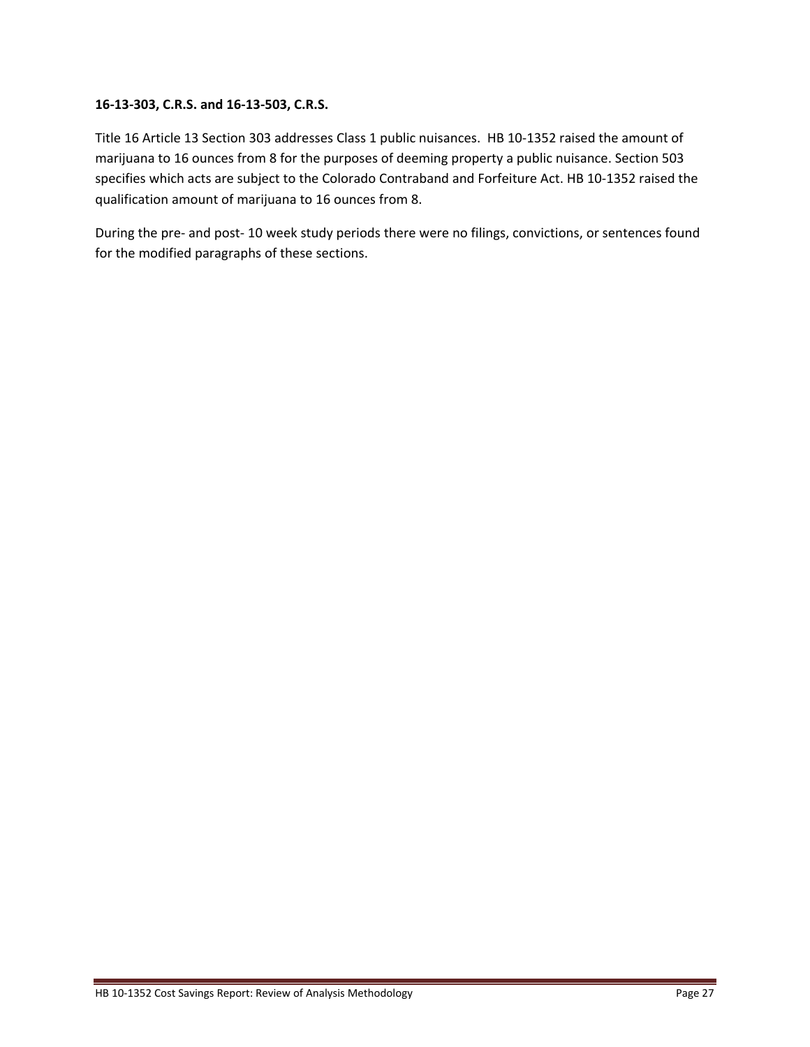**16-13-303, C.R.S. and 16-13-503, C.R.S.**

Title 16 Article 13 Section 303 addresses Class 1 public nuisances. HB 10-1352 raised the amount of marijuana to 16 ounces from 8 for the purposes of deeming property a public nuisance. Section 503 specifies which acts are subject to the Colorado Contraband and Forfeiture Act. HB 10-1352 raised the qualification amount of marijuana to 16 ounces from 8.

During the pre- and post- 10 week study periods there were no filings, convictions, or sentences found for the modified paragraphs of these sections.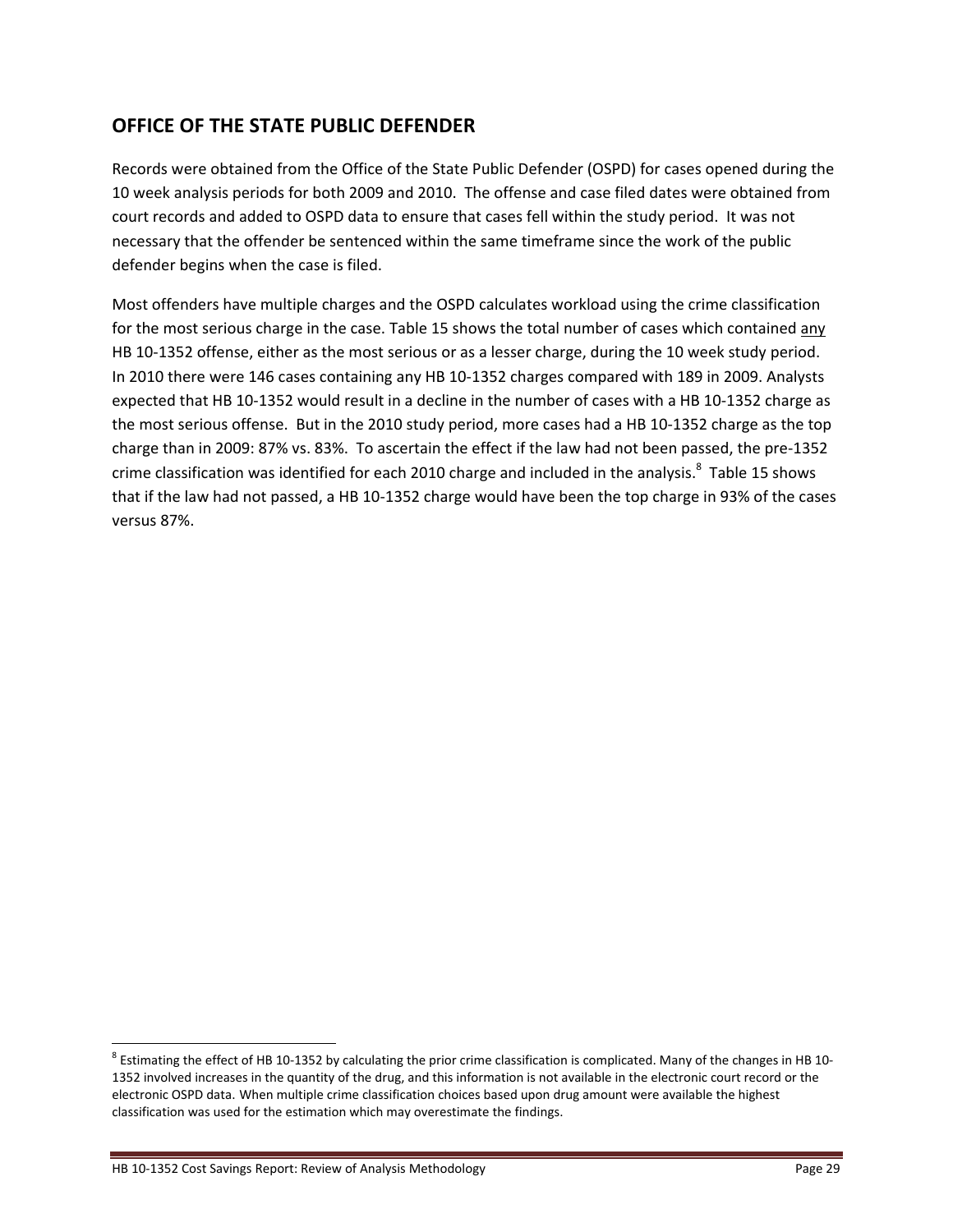## OFFICE OF THE STATE PUBLIC DEFENDER

Records were obtained from the Office of the State Public Defender (OSPD) for cases opened during the 10 week analysis periods for both 2009 and 2010. The offense and case filed dates were obtained from court records and added to OSPD data to ensure that cases fell within the study period. It was not necessary that the offender be sentenced within the same timeframe since the work of the public defender begins when the case is filed.

Most offenders have multiple charges and the OSPD calculates workload using the crime classification for the most serious charge in the case. Table 15 shows the total number of cases which contained any HB 10-1352 offense, either as the most serious or as a lesser charge, during the 10 week study period. In 2010 there were 146 cases containing any HB 10-1352 charges compared with 189 in 2009. Analysts expected that HB 10-1352 would result in a decline in the number of cases with a HB 10-1352 charge as the most serious offense. But in the 2010 study period, more cases had a HB 10-1352 charge as the top charge than in 2009: 87% vs. 83%. To ascertain the effect if the law had not been passed, the pre-1352 crime classification was identified for each 2010 charge and included in the analysis.[8] Table 15 shows that if the law had not passed, a HB 10-1352 charge would have been the top charge in 93% of the cases versus 87%.

[8] Estimating the effect of HB 10-1352 by calculating the prior crime classification is complicated. Many of the changes in HB 10-1352 involved increases in the quantity of the drug, and this information is not available in the electronic court record or the electronic OSPD data. When multiple crime classification choices based upon drug amount were available the highest classification was used for the estimation which may overestimate the findings.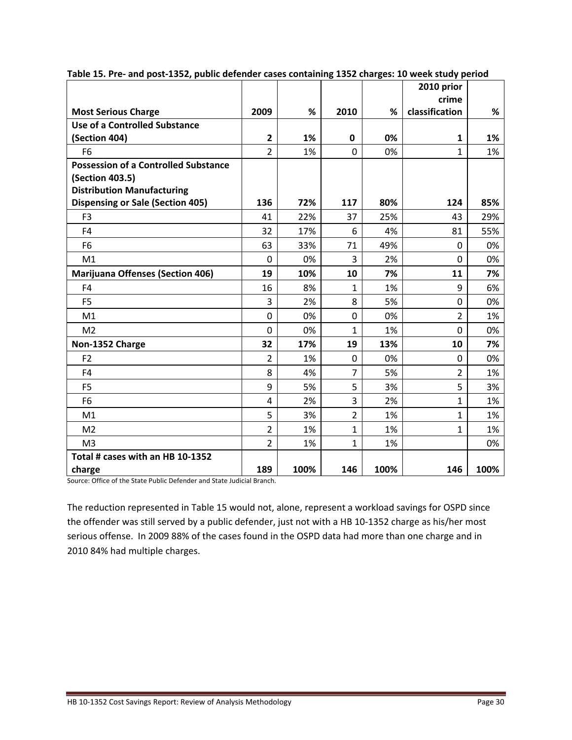**Table 15. Pre- and post-1352, public defender cases containing 1352 charges: 10 week study period**

| Most Serious Charge | 2009 | % | 2010 | % | 2010 prior crime classification | % |
|---|---|---|---|---|---|---|
| **Use of a Controlled Substance (Section 404)** | **2** | **1%** | **0** | **0%** | **1** | **1%** |
| F6 | 2 | 1% | 0 | 0% | 1 | 1% |
| **Possession of a Controlled Substance (Section 403.5) Distribution Manufacturing Dispensing or Sale (Section 405)** | **136** | **72%** | **117** | **80%** | **124** | **85%** |
| F3 | 41 | 22% | 37 | 25% | 43 | 29% |
| F4 | 32 | 17% | 6 | 4% | 81 | 55% |
| F6 | 63 | 33% | 71 | 49% | 0 | 0% |
| M1 | 0 | 0% | 3 | 2% | 0 | 0% |
| **Marijuana Offenses (Section 406)** | **19** | **10%** | **10** | **7%** | **11** | **7%** |
| F4 | 16 | 8% | 1 | 1% | 9 | 6% |
| F5 | 3 | 2% | 8 | 5% | 0 | 0% |
| M1 | 0 | 0% | 0 | 0% | 2 | 1% |
| M2 | 0 | 0% | 1 | 1% | 0 | 0% |
| **Non-1352 Charge** | **32** | **17%** | **19** | **13%** | **10** | **7%** |
| F2 | 2 | 1% | 0 | 0% | 0 | 0% |
| F4 | 8 | 4% | 7 | 5% | 2 | 1% |
| F5 | 9 | 5% | 5 | 3% | 5 | 3% |
| F6 | 4 | 2% | 3 | 2% | 1 | 1% |
| M1 | 5 | 3% | 2 | 1% | 1 | 1% |
| M2 | 2 | 1% | 1 | 1% | 1 | 1% |
| M3 | 2 | 1% | 1 | 1% | | 0% |
| **Total # cases with an HB 10-1352 charge** | **189** | **100%** | **146** | **100%** | **146** | **100%** |

Source: Office of the State Public Defender and State Judicial Branch.

The reduction represented in Table 15 would not, alone, represent a workload savings for OSPD since the offender was still served by a public defender, just not with a HB 10-1352 charge as his/her most serious offense. In 2009 88% of the cases found in the OSPD data had more than one charge and in 2010 84% had multiple charges.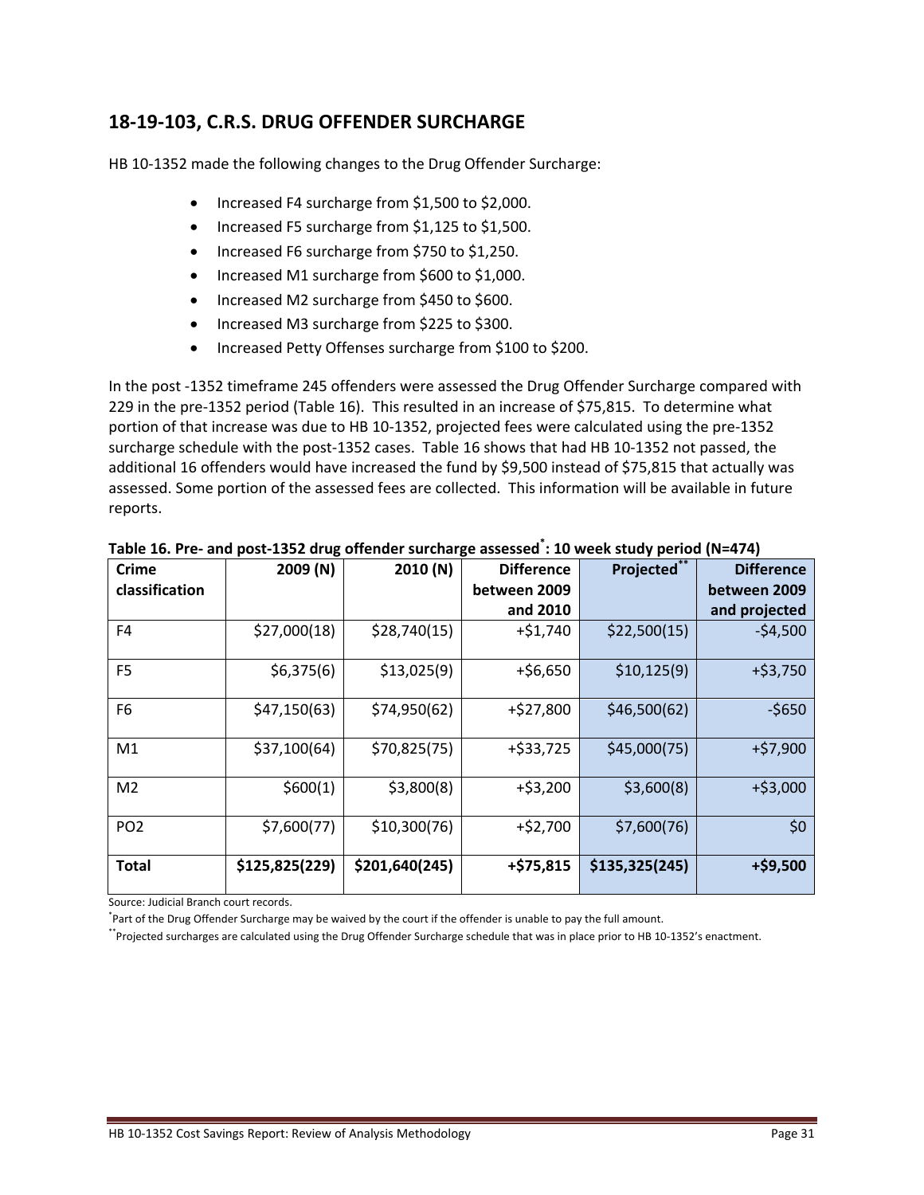## 18-19-103, C.R.S. DRUG OFFENDER SURCHARGE

HB 10-1352 made the following changes to the Drug Offender Surcharge:

- Increased F4 surcharge from $1,500 to $2,000.
- Increased F5 surcharge from $1,125 to $1,500.
- Increased F6 surcharge from $750 to $1,250.
- Increased M1 surcharge from $600 to $1,000.
- Increased M2 surcharge from $450 to $600.
- Increased M3 surcharge from $225 to $300.
- Increased Petty Offenses surcharge from $100 to $200.

In the post -1352 timeframe 245 offenders were assessed the Drug Offender Surcharge compared with 229 in the pre-1352 period (Table 16). This resulted in an increase of $75,815. To determine what portion of that increase was due to HB 10-1352, projected fees were calculated using the pre-1352 surcharge schedule with the post-1352 cases. Table 16 shows that had HB 10-1352 not passed, the additional 16 offenders would have increased the fund by $9,500 instead of $75,815 that actually was assessed. Some portion of the assessed fees are collected. This information will be available in future reports.

**Table 16. Pre- and post-1352 drug offender surcharge assessed*: 10 week study period (N=474)**

| Crime classification | 2009 (N) | 2010 (N) | Difference between 2009 and 2010 | Projected** | Difference between 2009 and projected |
|---|---|---|---|---|---|
| F4 | $27,000(18) | $28,740(15) | +$1,740 | $22,500(15) | -$4,500 |
| F5 | $6,375(6) | $13,025(9) | +$6,650 | $10,125(9) | +$3,750 |
| F6 | $47,150(63) | $74,950(62) | +$27,800 | $46,500(62) | -$650 |
| M1 | $37,100(64) | $70,825(75) | +$33,725 | $45,000(75) | +$7,900 |
| M2 | $600(1) | $3,800(8) | +$3,200 | $3,600(8) | +$3,000 |
| PO2 | $7,600(77) | $10,300(76) | +$2,700 | $7,600(76) | $0 |
| **Total** | **$125,825(229)** | **$201,640(245)** | **+$75,815** | **$135,325(245)** | **+$9,500** |

Source: Judicial Branch court records.

*Part of the Drug Offender Surcharge may be waived by the court if the offender is unable to pay the full amount.

**Projected surcharges are calculated using the Drug Offender Surcharge schedule that was in place prior to HB 10-1352's enactment.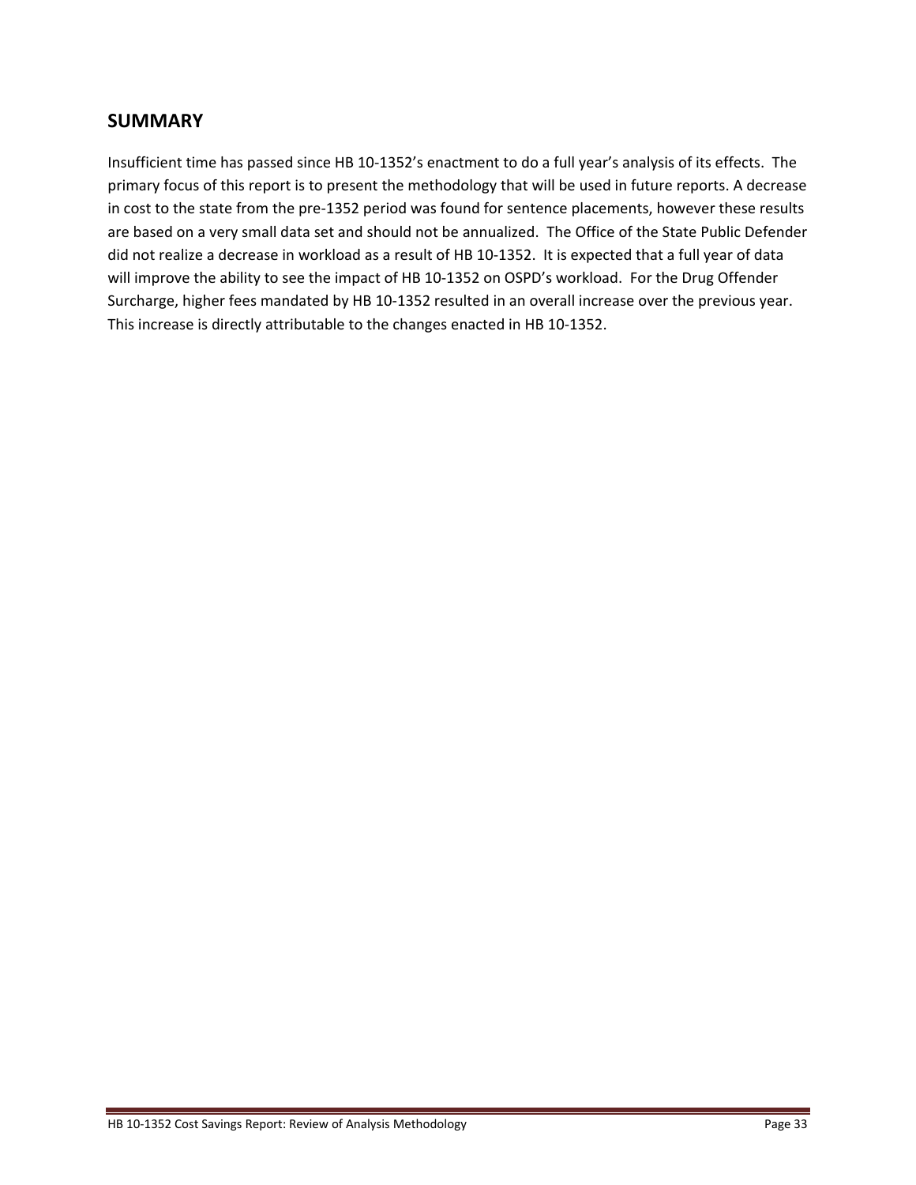## SUMMARY

Insufficient time has passed since HB 10-1352's enactment to do a full year's analysis of its effects. The primary focus of this report is to present the methodology that will be used in future reports. A decrease in cost to the state from the pre-1352 period was found for sentence placements, however these results are based on a very small data set and should not be annualized. The Office of the State Public Defender did not realize a decrease in workload as a result of HB 10-1352. It is expected that a full year of data will improve the ability to see the impact of HB 10-1352 on OSPD's workload. For the Drug Offender Surcharge, higher fees mandated by HB 10-1352 resulted in an overall increase over the previous year. This increase is directly attributable to the changes enacted in HB 10-1352.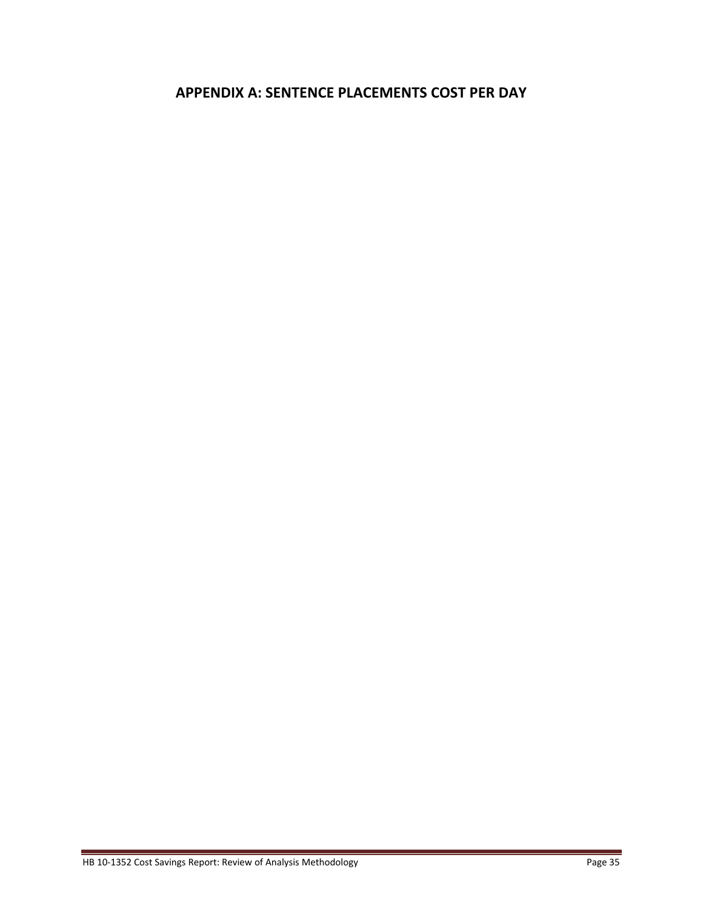# APPENDIX A: SENTENCE PLACEMENTS COST PER DAY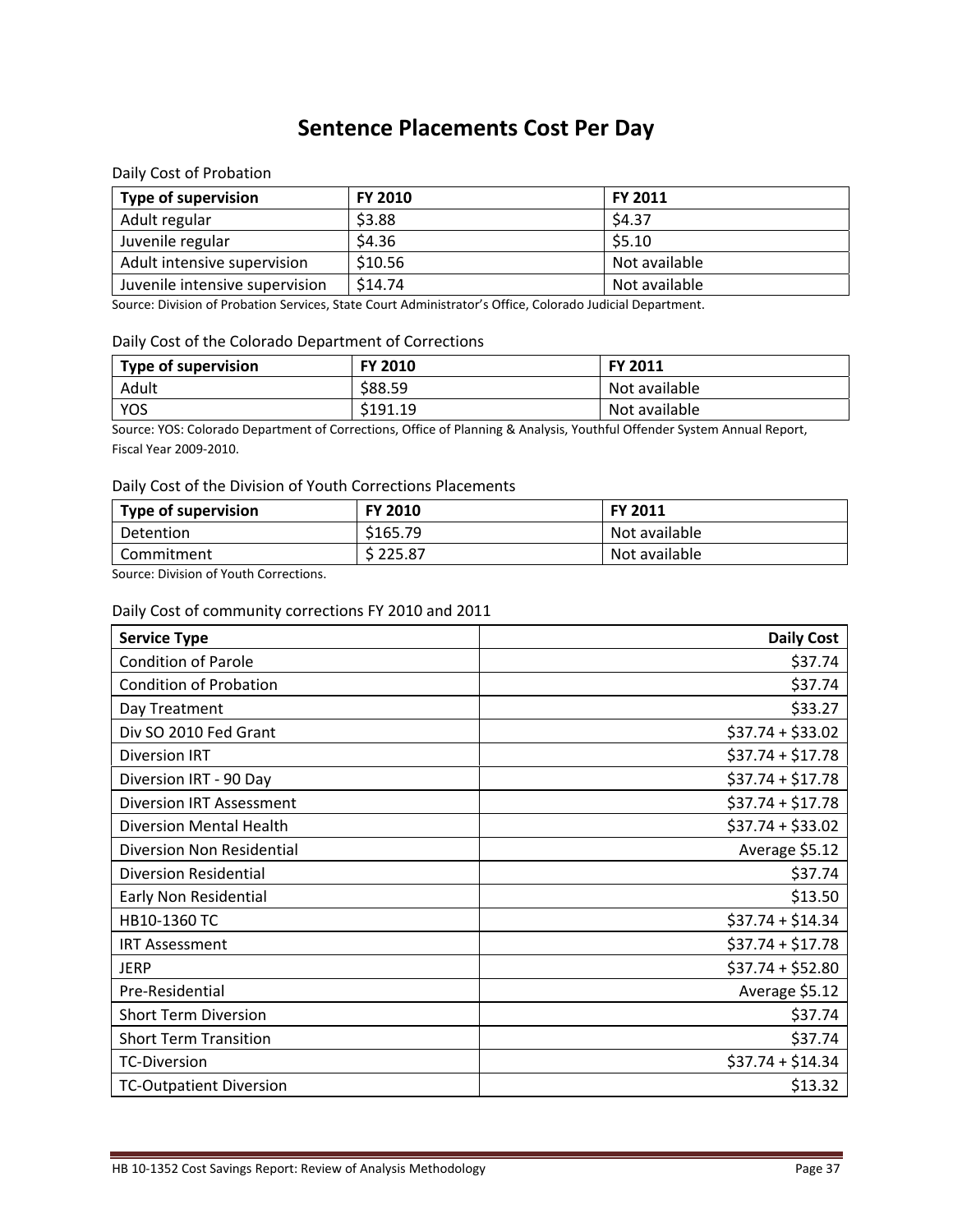# Sentence Placements Cost Per Day

Daily Cost of Probation

| Type of supervision | FY 2010 | FY 2011 |
|---|---|---|
| Adult regular | $3.88 | $4.37 |
| Juvenile regular | $4.36 | $5.10 |
| Adult intensive supervision | $10.56 | Not available |
| Juvenile intensive supervision | $14.74 | Not available |

Source: Division of Probation Services, State Court Administrator's Office, Colorado Judicial Department.

Daily Cost of the Colorado Department of Corrections

| Type of supervision | FY 2010 | FY 2011 |
|---|---|---|
| Adult | $88.59 | Not available |
| YOS | $191.19 | Not available |

Source: YOS: Colorado Department of Corrections, Office of Planning & Analysis, Youthful Offender System Annual Report, Fiscal Year 2009-2010.

Daily Cost of the Division of Youth Corrections Placements

| Type of supervision | FY 2010 | FY 2011 |
|---|---|---|
| Detention | $165.79 | Not available |
| Commitment | $ 225.87 | Not available |

Source: Division of Youth Corrections.

Daily Cost of community corrections FY 2010 and 2011

| Service Type | Daily Cost |
|---|---:|
| Condition of Parole | $37.74 |
| Condition of Probation | $37.74 |
| Day Treatment | $33.27 |
| Div SO 2010 Fed Grant | $37.74 + $33.02 |
| Diversion IRT | $37.74 + $17.78 |
| Diversion IRT - 90 Day | $37.74 + $17.78 |
| Diversion IRT Assessment | $37.74 + $17.78 |
| Diversion Mental Health | $37.74 + $33.02 |
| Diversion Non Residential | Average $5.12 |
| Diversion Residential | $37.74 |
| Early Non Residential | $13.50 |
| HB10-1360 TC | $37.74 + $14.34 |
| IRT Assessment | $37.74 + $17.78 |
| JERP | $37.74 + $52.80 |
| Pre-Residential | Average $5.12 |
| Short Term Diversion | $37.74 |
| Short Term Transition | $37.74 |
| TC-Diversion | $37.74 + $14.34 |
| TC-Outpatient Diversion | $13.32 |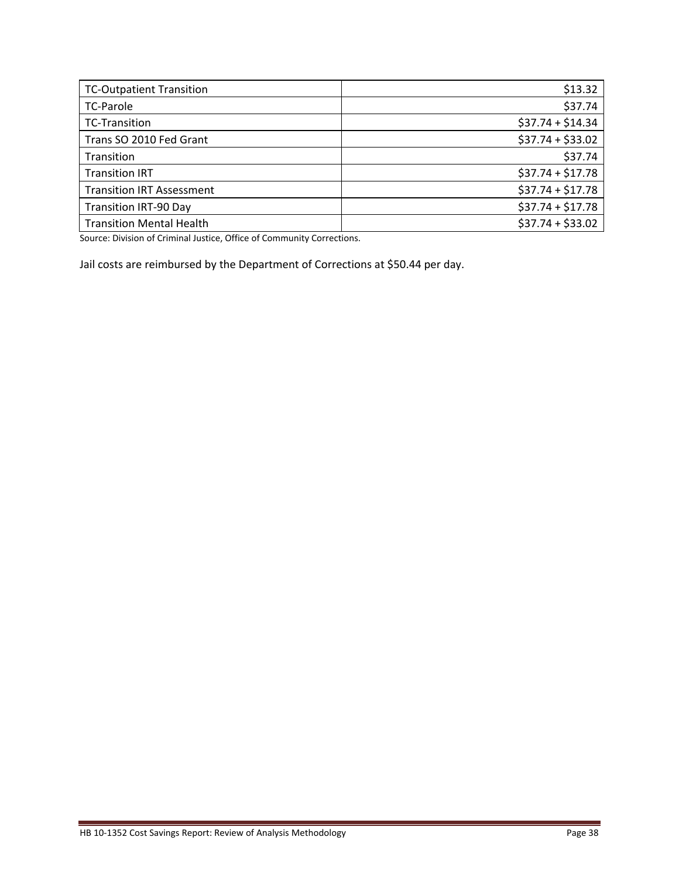| | |
|---|---|
| TC-Outpatient Transition | \$13.32 |
| TC-Parole | \$37.74 |
| TC-Transition | \$37.74 + \$14.34 |
| Trans SO 2010 Fed Grant | \$37.74 + \$33.02 |
| Transition | \$37.74 |
| Transition IRT | \$37.74 + \$17.78 |
| Transition IRT Assessment | \$37.74 + \$17.78 |
| Transition IRT-90 Day | \$37.74 + \$17.78 |
| Transition Mental Health | \$37.74 + \$33.02 |

Source: Division of Criminal Justice, Office of Community Corrections.

Jail costs are reimbursed by the Department of Corrections at \$50.44 per day.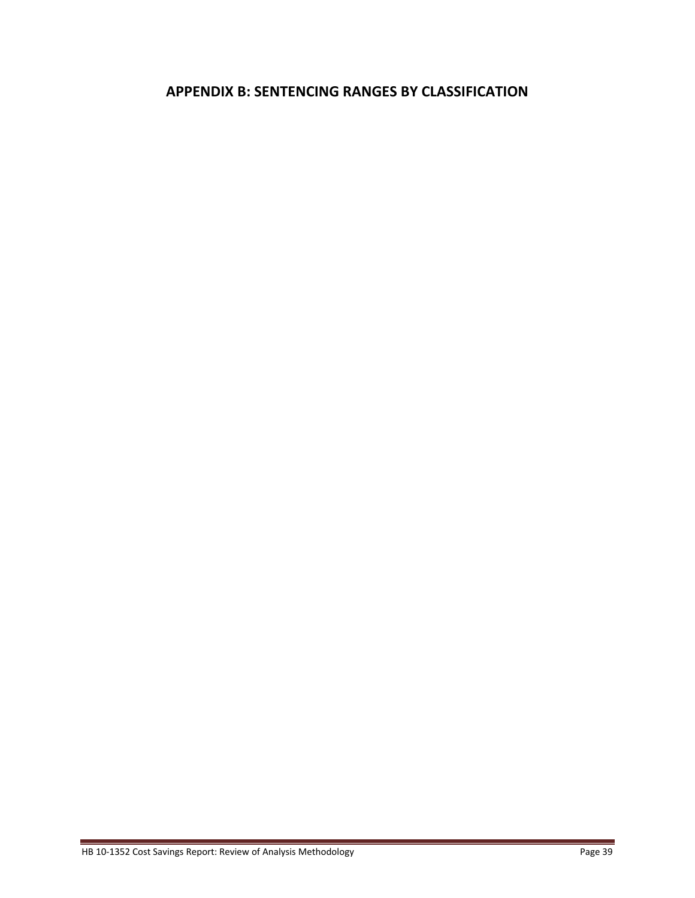## APPENDIX B: SENTENCING RANGES BY CLASSIFICATION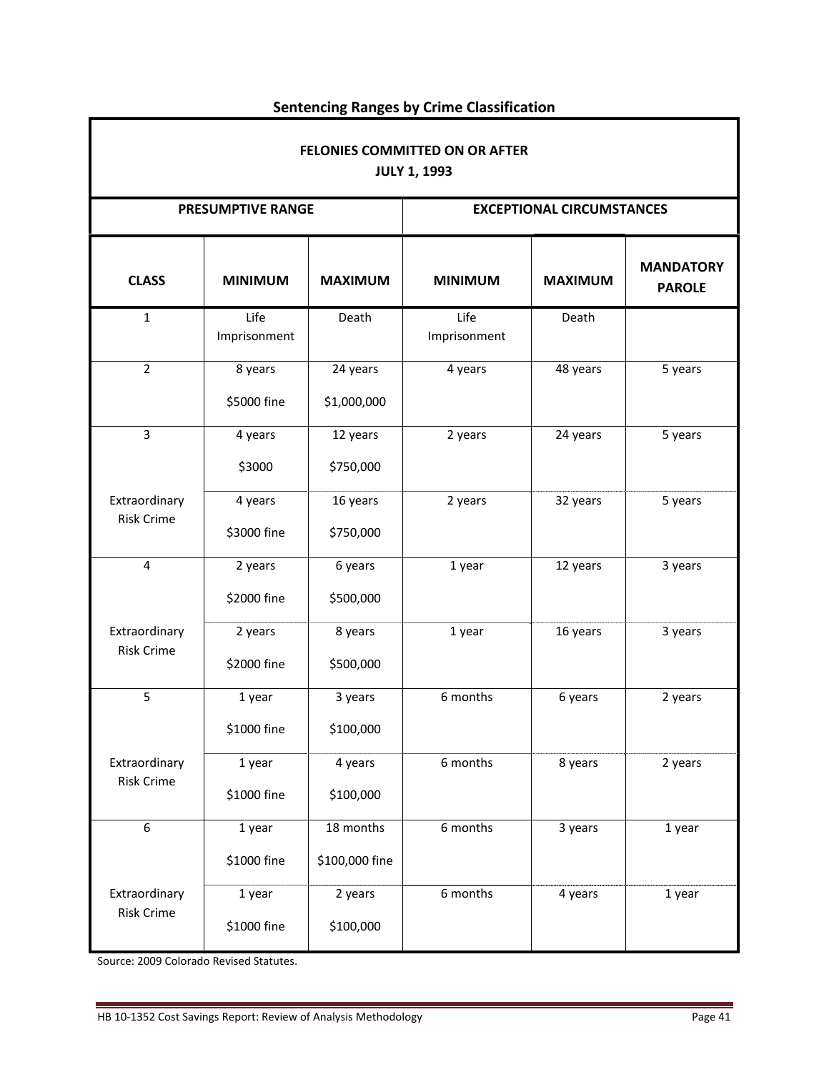## Sentencing Ranges by Crime Classification

| FELONIES COMMITTED ON OR AFTER JULY 1, 1993 | | | | | |
|---|---|---|---|---|---|
| PRESUMPTIVE RANGE | | | EXCEPTIONAL CIRCUMSTANCES | | |
| **CLASS** | **MINIMUM** | **MAXIMUM** | **MINIMUM** | **MAXIMUM** | **MANDATORY PAROLE** |
| 1 | Life Imprisonment | Death | Life Imprisonment | Death | |
| 2 | 8 years<br>$5000 fine | 24 years<br>$1,000,000 | 4 years | 48 years | 5 years |
| 3 | 4 years<br>$3000 | 12 years<br>$750,000 | 2 years | 24 years | 5 years |
| Extraordinary Risk Crime | 4 years<br>$3000 fine | 16 years<br>$750,000 | 2 years | 32 years | 5 years |
| 4 | 2 years<br>$2000 fine | 6 years<br>$500,000 | 1 year | 12 years | 3 years |
| Extraordinary Risk Crime | 2 years<br>$2000 fine | 8 years<br>$500,000 | 1 year | 16 years | 3 years |
| 5 | 1 year<br>$1000 fine | 3 years<br>$100,000 | 6 months | 6 years | 2 years |
| Extraordinary Risk Crime | 1 year<br>$1000 fine | 4 years<br>$100,000 | 6 months | 8 years | 2 years |
| 6 | 1 year<br>$1000 fine | 18 months<br>$100,000 fine | 6 months | 3 years | 1 year |
| Extraordinary Risk Crime | 1 year<br>$1000 fine | 2 years<br>$100,000 | 6 months | 4 years | 1 year |

Source: 2009 Colorado Revised Statutes.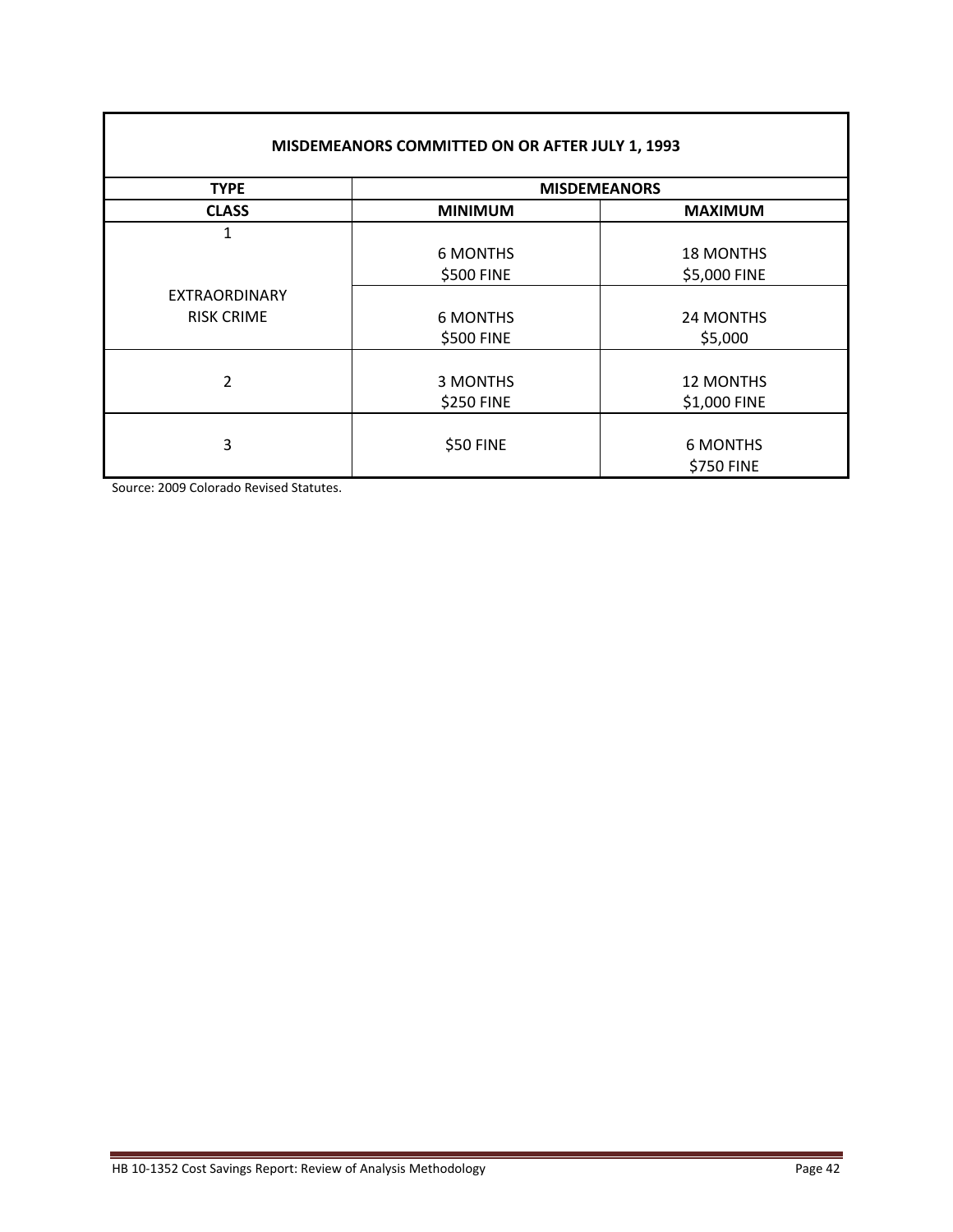| MISDEMEANORS COMMITTED ON OR AFTER JULY 1, 1993 | | |
|---|---|---|
| **TYPE** | **MISDEMEANORS** | |
| **CLASS** | **MINIMUM** | **MAXIMUM** |
| 1 | 6 MONTHS<br>$500 FINE | 18 MONTHS<br>$5,000 FINE |
| EXTRAORDINARY RISK CRIME | 6 MONTHS<br>$500 FINE | 24 MONTHS<br>$5,000 |
| 2 | 3 MONTHS<br>$250 FINE | 12 MONTHS<br>$1,000 FINE |
| 3 | $50 FINE | 6 MONTHS<br>$750 FINE |

Source: 2009 Colorado Revised Statutes.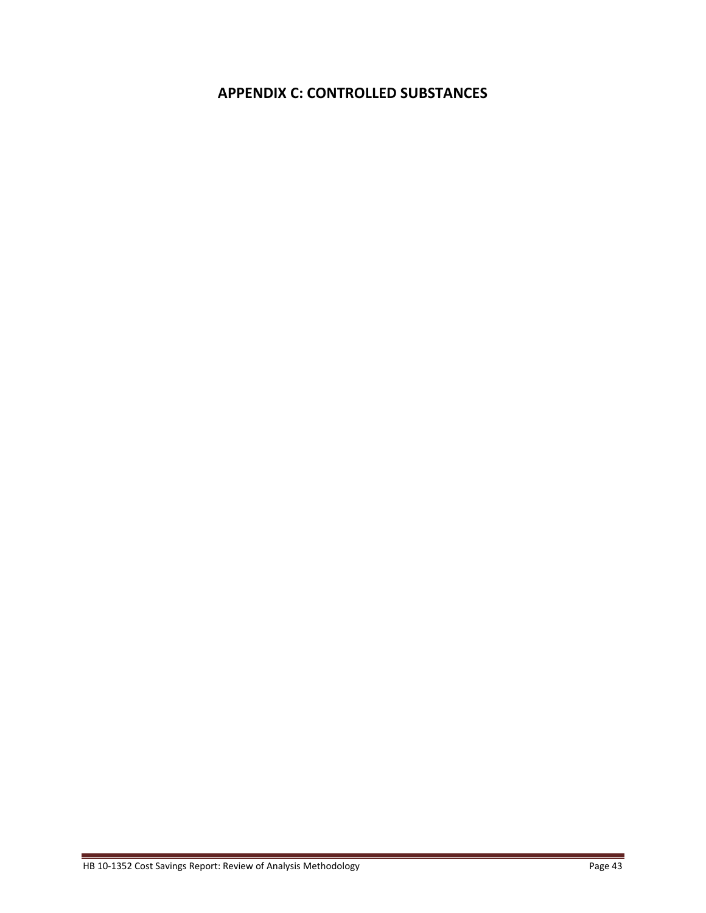## APPENDIX C: CONTROLLED SUBSTANCES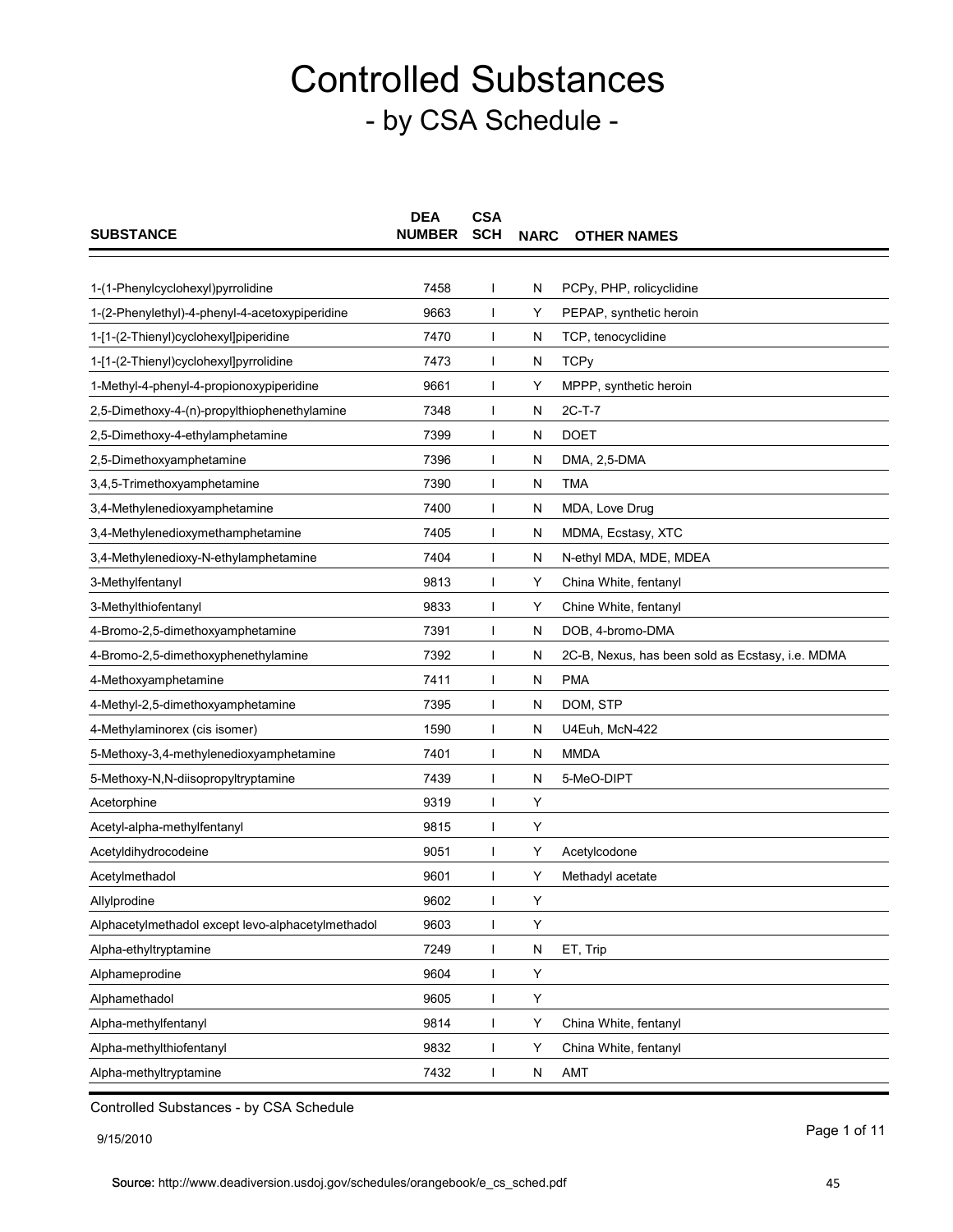# Controlled Substances
## - by CSA Schedule -

| SUBSTANCE | DEA NUMBER | CSA SCH | NARC | OTHER NAMES |
|---|---|---|---|---|
| 1-(1-Phenylcyclohexyl)pyrrolidine | 7458 | I | N | PCPy, PHP, rolicyclidine |
| 1-(2-Phenylethyl)-4-phenyl-4-acetoxypiperidine | 9663 | I | Y | PEPAP, synthetic heroin |
| 1-[1-(2-Thienyl)cyclohexyl]piperidine | 7470 | I | N | TCP, tenocyclidine |
| 1-[1-(2-Thienyl)cyclohexyl]pyrrolidine | 7473 | I | N | TCPy |
| 1-Methyl-4-phenyl-4-propionoxypiperidine | 9661 | I | Y | MPPP, synthetic heroin |
| 2,5-Dimethoxy-4-(n)-propylthiophenethylamine | 7348 | I | N | 2C-T-7 |
| 2,5-Dimethoxy-4-ethylamphetamine | 7399 | I | N | DOET |
| 2,5-Dimethoxyamphetamine | 7396 | I | N | DMA, 2,5-DMA |
| 3,4,5-Trimethoxyamphetamine | 7390 | I | N | TMA |
| 3,4-Methylenedioxyamphetamine | 7400 | I | N | MDA, Love Drug |
| 3,4-Methylenedioxymethamphetamine | 7405 | I | N | MDMA, Ecstasy, XTC |
| 3,4-Methylenedioxy-N-ethylamphetamine | 7404 | I | N | N-ethyl MDA, MDE, MDEA |
| 3-Methylfentanyl | 9813 | I | Y | China White, fentanyl |
| 3-Methylthiofentanyl | 9833 | I | Y | Chine White, fentanyl |
| 4-Bromo-2,5-dimethoxyamphetamine | 7391 | I | N | DOB, 4-bromo-DMA |
| 4-Bromo-2,5-dimethoxyphenethylamine | 7392 | I | N | 2C-B, Nexus, has been sold as Ecstasy, i.e. MDMA |
| 4-Methoxyamphetamine | 7411 | I | N | PMA |
| 4-Methyl-2,5-dimethoxyamphetamine | 7395 | I | N | DOM, STP |
| 4-Methylaminorex (cis isomer) | 1590 | I | N | U4Euh, McN-422 |
| 5-Methoxy-3,4-methylenedioxyamphetamine | 7401 | I | N | MMDA |
| 5-Methoxy-N,N-diisopropyltryptamine | 7439 | I | N | 5-MeO-DIPT |
| Acetorphine | 9319 | I | Y | |
| Acetyl-alpha-methylfentanyl | 9815 | I | Y | |
| Acetyldihydrocodeine | 9051 | I | Y | Acetylcodone |
| Acetylmethadol | 9601 | I | Y | Methadyl acetate |
| Allylprodine | 9602 | I | Y | |
| Alphacetylmethadol except levo-alphacetylmethadol | 9603 | I | Y | |
| Alpha-ethyltryptamine | 7249 | I | N | ET, Trip |
| Alphameprodine | 9604 | I | Y | |
| Alphamethadol | 9605 | I | Y | |
| Alpha-methylfentanyl | 9814 | I | Y | China White, fentanyl |
| Alpha-methylthiofentanyl | 9832 | I | Y | China White, fentanyl |
| Alpha-methyltryptamine | 7432 | I | N | AMT |

Controlled Substances - by CSA Schedule

9/15/2010

Source: http://www.deadiversion.usdoj.gov/schedules/orangebook/e_cs_sched.pdf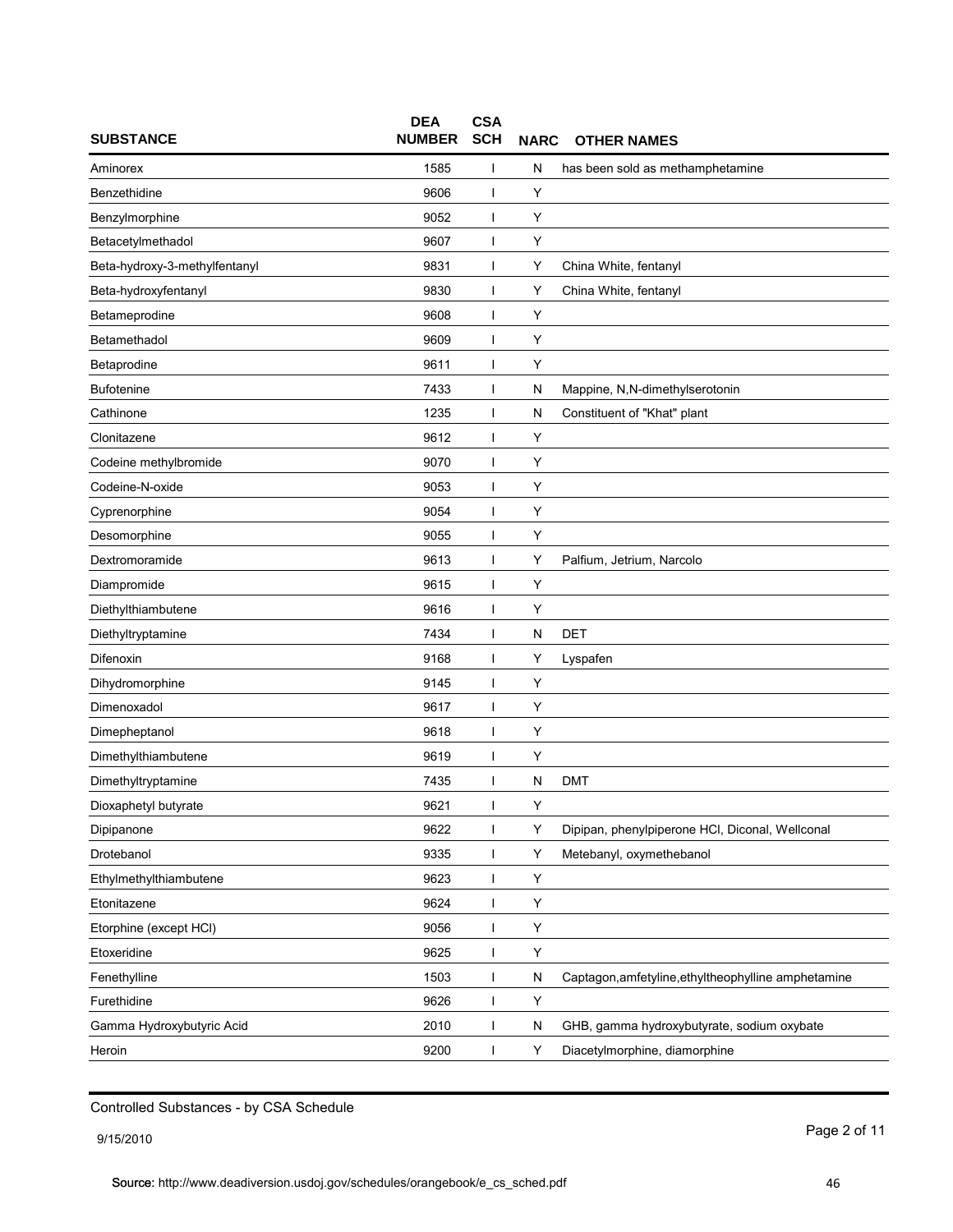| SUBSTANCE | DEA NUMBER | CSA SCH | NARC | OTHER NAMES |
|---|---|---|---|---|
| Aminorex | 1585 | I | N | has been sold as methamphetamine |
| Benzethidine | 9606 | I | Y | |
| Benzylmorphine | 9052 | I | Y | |
| Betacetylmethadol | 9607 | I | Y | |
| Beta-hydroxy-3-methylfentanyl | 9831 | I | Y | China White, fentanyl |
| Beta-hydroxyfentanyl | 9830 | I | Y | China White, fentanyl |
| Betameprodine | 9608 | I | Y | |
| Betamethadol | 9609 | I | Y | |
| Betaprodine | 9611 | I | Y | |
| Bufotenine | 7433 | I | N | Mappine, N,N-dimethylserotonin |
| Cathinone | 1235 | I | N | Constituent of "Khat" plant |
| Clonitazene | 9612 | I | Y | |
| Codeine methylbromide | 9070 | I | Y | |
| Codeine-N-oxide | 9053 | I | Y | |
| Cyprenorphine | 9054 | I | Y | |
| Desomorphine | 9055 | I | Y | |
| Dextromoramide | 9613 | I | Y | Palfium, Jetrium, Narcolo |
| Diampromide | 9615 | I | Y | |
| Diethylthiambutene | 9616 | I | Y | |
| Diethyltryptamine | 7434 | I | N | DET |
| Difenoxin | 9168 | I | Y | Lyspafen |
| Dihydromorphine | 9145 | I | Y | |
| Dimenoxadol | 9617 | I | Y | |
| Dimepheptanol | 9618 | I | Y | |
| Dimethylthiambutene | 9619 | I | Y | |
| Dimethyltryptamine | 7435 | I | N | DMT |
| Dioxaphetyl butyrate | 9621 | I | Y | |
| Dipipanone | 9622 | I | Y | Dipipan, phenylpiperone HCl, Diconal, Wellconal |
| Drotebanol | 9335 | I | Y | Metebanyl, oxymethebanol |
| Ethylmethylthiambutene | 9623 | I | Y | |
| Etonitazene | 9624 | I | Y | |
| Etorphine (except HCl) | 9056 | I | Y | |
| Etoxeridine | 9625 | I | Y | |
| Fenethylline | 1503 | I | N | Captagon,amfetyline,ethyltheophylline amphetamine |
| Furethidine | 9626 | I | Y | |
| Gamma Hydroxybutyric Acid | 2010 | I | N | GHB, gamma hydroxybutyrate, sodium oxybate |
| Heroin | 9200 | I | Y | Diacetylmorphine, diamorphine |

Controlled Substances - by CSA Schedule

9/15/2010

Source: http://www.deadiversion.usdoj.gov/schedules/orangebook/e_cs_sched.pdf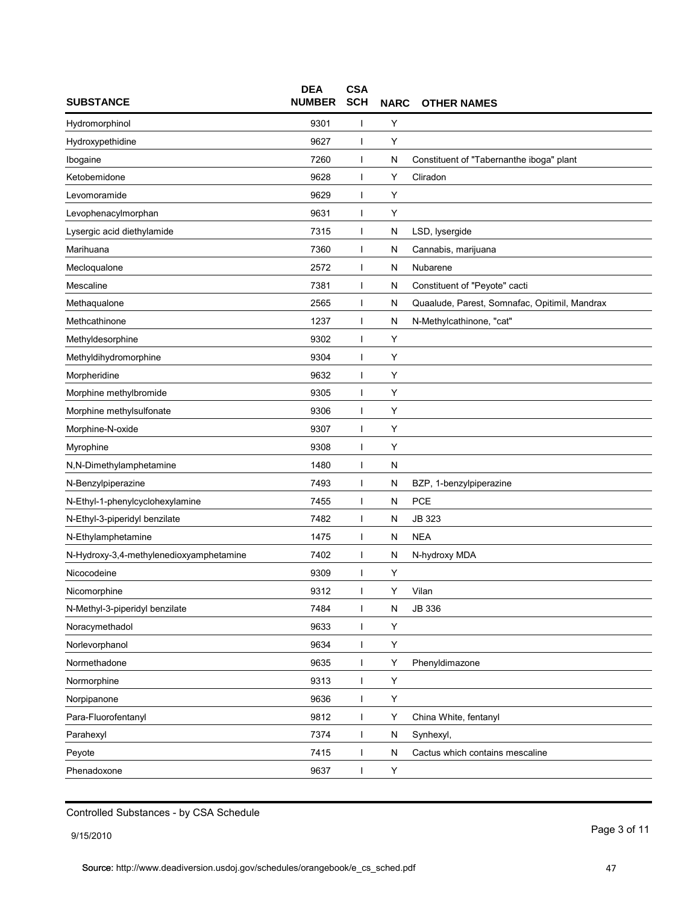| SUBSTANCE | DEA NUMBER | CSA SCH | NARC | OTHER NAMES |
|---|---|---|---|---|
| Hydromorphinol | 9301 | I | Y | |
| Hydroxypethidine | 9627 | I | Y | |
| Ibogaine | 7260 | I | N | Constituent of "Tabernanthe iboga" plant |
| Ketobemidone | 9628 | I | Y | Cliradon |
| Levomoramide | 9629 | I | Y | |
| Levophenacylmorphan | 9631 | I | Y | |
| Lysergic acid diethylamide | 7315 | I | N | LSD, lysergide |
| Marihuana | 7360 | I | N | Cannabis, marijuana |
| Mecloqualone | 2572 | I | N | Nubarene |
| Mescaline | 7381 | I | N | Constituent of "Peyote" cacti |
| Methaqualone | 2565 | I | N | Quaalude, Parest, Somnafac, Opitimil, Mandrax |
| Methcathinone | 1237 | I | N | N-Methylcathinone, "cat" |
| Methyldesorphine | 9302 | I | Y | |
| Methyldihydromorphine | 9304 | I | Y | |
| Morpheridine | 9632 | I | Y | |
| Morphine methylbromide | 9305 | I | Y | |
| Morphine methylsulfonate | 9306 | I | Y | |
| Morphine-N-oxide | 9307 | I | Y | |
| Myrophine | 9308 | I | Y | |
| N,N-Dimethylamphetamine | 1480 | I | N | |
| N-Benzylpiperazine | 7493 | I | N | BZP, 1-benzylpiperazine |
| N-Ethyl-1-phenylcyclohexylamine | 7455 | I | N | PCE |
| N-Ethyl-3-piperidyl benzilate | 7482 | I | N | JB 323 |
| N-Ethylamphetamine | 1475 | I | N | NEA |
| N-Hydroxy-3,4-methylenedioxyamphetamine | 7402 | I | N | N-hydroxy MDA |
| Nicocodeine | 9309 | I | Y | |
| Nicomorphine | 9312 | I | Y | Vilan |
| N-Methyl-3-piperidyl benzilate | 7484 | I | N | JB 336 |
| Noracymethadol | 9633 | I | Y | |
| Norlevorphanol | 9634 | I | Y | |
| Normethadone | 9635 | I | Y | Phenyldimazone |
| Normorphine | 9313 | I | Y | |
| Norpipanone | 9636 | I | Y | |
| Para-Fluorofentanyl | 9812 | I | Y | China White, fentanyl |
| Parahexyl | 7374 | I | N | Synhexyl, |
| Peyote | 7415 | I | N | Cactus which contains mescaline |
| Phenadoxone | 9637 | I | Y | |

Controlled Substances - by CSA Schedule

9/15/2010

Source: http://www.deadiversion.usdoj.gov/schedules/orangebook/e_cs_sched.pdf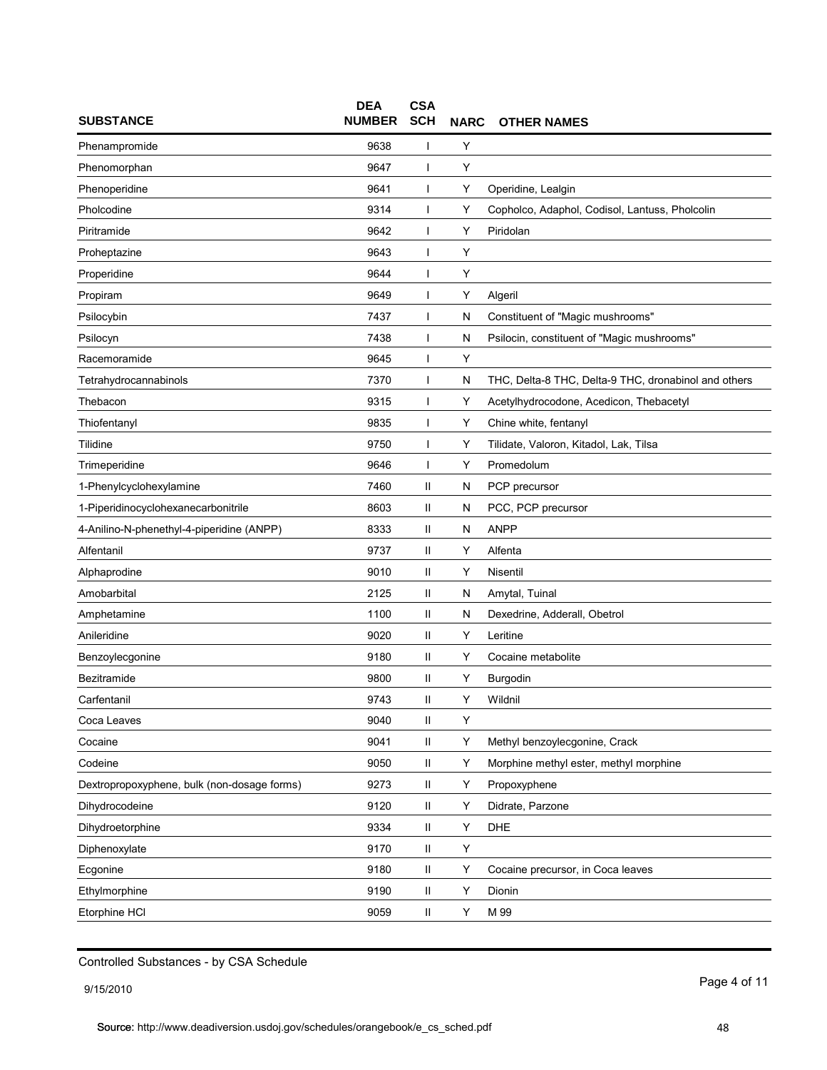| SUBSTANCE | DEA NUMBER | CSA SCH | NARC | OTHER NAMES |
|---|---|---|---|---|
| Phenampromide | 9638 | I | Y | |
| Phenomorphan | 9647 | I | Y | |
| Phenoperidine | 9641 | I | Y | Operidine, Lealgin |
| Pholcodine | 9314 | I | Y | Copholco, Adaphol, Codisol, Lantuss, Pholcolin |
| Piritramide | 9642 | I | Y | Piridolan |
| Proheptazine | 9643 | I | Y | |
| Properidine | 9644 | I | Y | |
| Propiram | 9649 | I | Y | Algeril |
| Psilocybin | 7437 | I | N | Constituent of "Magic mushrooms" |
| Psilocyn | 7438 | I | N | Psilocin, constituent of "Magic mushrooms" |
| Racemoramide | 9645 | I | Y | |
| Tetrahydrocannabinols | 7370 | I | N | THC, Delta-8 THC, Delta-9 THC, dronabinol and others |
| Thebacon | 9315 | I | Y | Acetylhydrocodone, Acedicon, Thebacetyl |
| Thiofentanyl | 9835 | I | Y | Chine white, fentanyl |
| Tilidine | 9750 | I | Y | Tilidate, Valoron, Kitadol, Lak, Tilsa |
| Trimeperidine | 9646 | I | Y | Promedolum |
| 1-Phenylcyclohexylamine | 7460 | II | N | PCP precursor |
| 1-Piperidinocyclohexanecarbonitrile | 8603 | II | N | PCC, PCP precursor |
| 4-Anilino-N-phenethyl-4-piperidine (ANPP) | 8333 | II | N | ANPP |
| Alfentanil | 9737 | II | Y | Alfenta |
| Alphaprodine | 9010 | II | Y | Nisentil |
| Amobarbital | 2125 | II | N | Amytal, Tuinal |
| Amphetamine | 1100 | II | N | Dexedrine, Adderall, Obetrol |
| Anileridine | 9020 | II | Y | Leritine |
| Benzoylecgonine | 9180 | II | Y | Cocaine metabolite |
| Bezitramide | 9800 | II | Y | Burgodin |
| Carfentanil | 9743 | II | Y | Wildnil |
| Coca Leaves | 9040 | II | Y | |
| Cocaine | 9041 | II | Y | Methyl benzoylecgonine, Crack |
| Codeine | 9050 | II | Y | Morphine methyl ester, methyl morphine |
| Dextropropoxyphene, bulk (non-dosage forms) | 9273 | II | Y | Propoxyphene |
| Dihydrocodeine | 9120 | II | Y | Didrate, Parzone |
| Dihydroetorphine | 9334 | II | Y | DHE |
| Diphenoxylate | 9170 | II | Y | |
| Ecgonine | 9180 | II | Y | Cocaine precursor, in Coca leaves |
| Ethylmorphine | 9190 | II | Y | Dionin |
| Etorphine HCl | 9059 | II | Y | M 99 |

Controlled Substances - by CSA Schedule

9/15/2010

Source: http://www.deadiversion.usdoj.gov/schedules/orangebook/e_cs_sched.pdf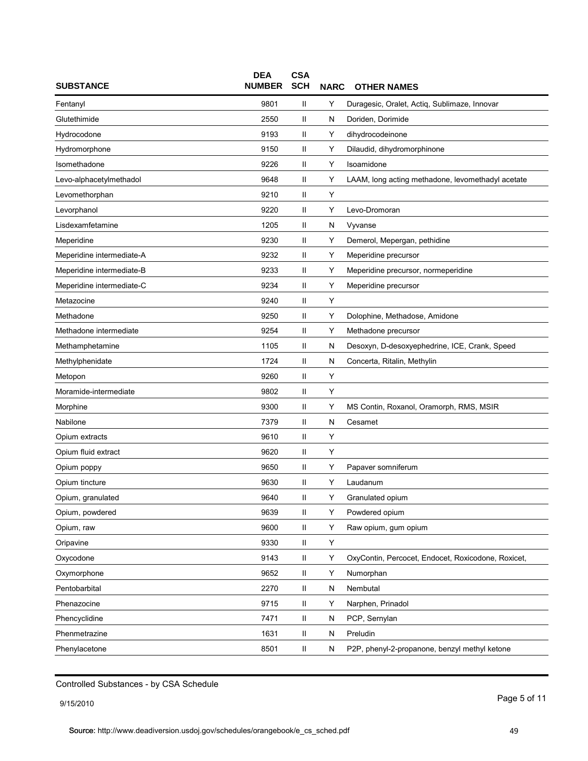| SUBSTANCE | DEA NUMBER | CSA SCH | NARC | OTHER NAMES |
|---|---|---|---|---|
| Fentanyl | 9801 | II | Y | Duragesic, Oralet, Actiq, Sublimaze, Innovar |
| Glutethimide | 2550 | II | N | Doriden, Dorimide |
| Hydrocodone | 9193 | II | Y | dihydrocodeinone |
| Hydromorphone | 9150 | II | Y | Dilaudid, dihydromorphinone |
| Isomethadone | 9226 | II | Y | Isoamidone |
| Levo-alphacetylmethadol | 9648 | II | Y | LAAM, long acting methadone, levomethadyl acetate |
| Levomethorphan | 9210 | II | Y | |
| Levorphanol | 9220 | II | Y | Levo-Dromoran |
| Lisdexamfetamine | 1205 | II | N | Vyvanse |
| Meperidine | 9230 | II | Y | Demerol, Mepergan, pethidine |
| Meperidine intermediate-A | 9232 | II | Y | Meperidine precursor |
| Meperidine intermediate-B | 9233 | II | Y | Meperidine precursor, normeperidine |
| Meperidine intermediate-C | 9234 | II | Y | Meperidine precursor |
| Metazocine | 9240 | II | Y | |
| Methadone | 9250 | II | Y | Dolophine, Methadose, Amidone |
| Methadone intermediate | 9254 | II | Y | Methadone precursor |
| Methamphetamine | 1105 | II | N | Desoxyn, D-desoxyephedrine, ICE, Crank, Speed |
| Methylphenidate | 1724 | II | N | Concerta, Ritalin, Methylin |
| Metopon | 9260 | II | Y | |
| Moramide-intermediate | 9802 | II | Y | |
| Morphine | 9300 | II | Y | MS Contin, Roxanol, Oramorph, RMS, MSIR |
| Nabilone | 7379 | II | N | Cesamet |
| Opium extracts | 9610 | II | Y | |
| Opium fluid extract | 9620 | II | Y | |
| Opium poppy | 9650 | II | Y | Papaver somniferum |
| Opium tincture | 9630 | II | Y | Laudanum |
| Opium, granulated | 9640 | II | Y | Granulated opium |
| Opium, powdered | 9639 | II | Y | Powdered opium |
| Opium, raw | 9600 | II | Y | Raw opium, gum opium |
| Oripavine | 9330 | II | Y | |
| Oxycodone | 9143 | II | Y | OxyContin, Percocet, Endocet, Roxicodone, Roxicet, |
| Oxymorphone | 9652 | II | Y | Numorphan |
| Pentobarbital | 2270 | II | N | Nembutal |
| Phenazocine | 9715 | II | Y | Narphen, Prinadol |
| Phencyclidine | 7471 | II | N | PCP, Sernylan |
| Phenmetrazine | 1631 | II | N | Preludin |
| Phenylacetone | 8501 | II | N | P2P, phenyl-2-propanone, benzyl methyl ketone |

Controlled Substances - by CSA Schedule

9/15/2010

Source: http://www.deadiversion.usdoj.gov/schedules/orangebook/e_cs_sched.pdf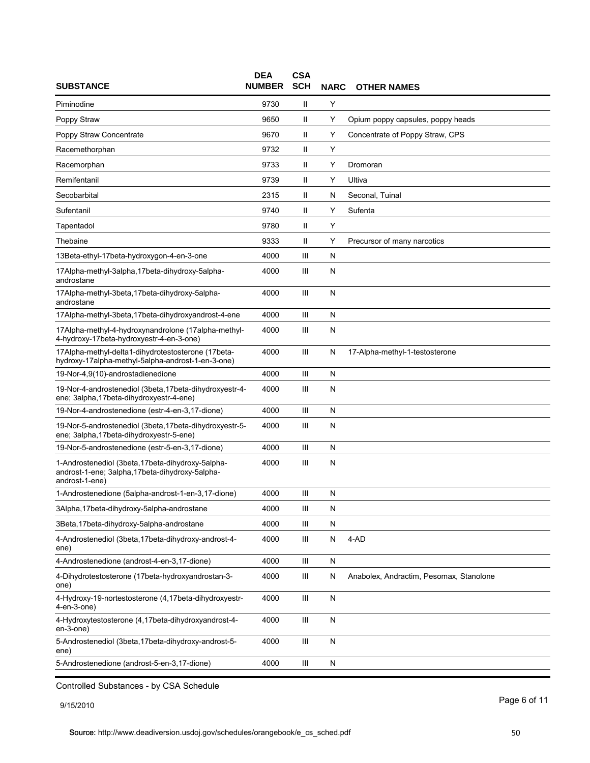| SUBSTANCE | DEA NUMBER | CSA SCH | NARC | OTHER NAMES |
|---|---|---|---|---|
| Piminodine | 9730 | II | Y | |
| Poppy Straw | 9650 | II | Y | Opium poppy capsules, poppy heads |
| Poppy Straw Concentrate | 9670 | II | Y | Concentrate of Poppy Straw, CPS |
| Racemethorphan | 9732 | II | Y | |
| Racemorphan | 9733 | II | Y | Dromoran |
| Remifentanil | 9739 | II | Y | Ultiva |
| Secobarbital | 2315 | II | N | Seconal, Tuinal |
| Sufentanil | 9740 | II | Y | Sufenta |
| Tapentadol | 9780 | II | Y | |
| Thebaine | 9333 | II | Y | Precursor of many narcotics |
| 13Beta-ethyl-17beta-hydroxygon-4-en-3-one | 4000 | III | N | |
| 17Alpha-methyl-3alpha,17beta-dihydroxy-5alpha-androstane | 4000 | III | N | |
| 17Alpha-methyl-3beta,17beta-dihydroxy-5alpha-androstane | 4000 | III | N | |
| 17Alpha-methyl-3beta,17beta-dihydroxyandrost-4-ene | 4000 | III | N | |
| 17Alpha-methyl-4-hydroxynandrolone (17alpha-methyl-4-hydroxy-17beta-hydroxyestr-4-en-3-one) | 4000 | III | N | |
| 17Alpha-methyl-delta1-dihydrotestosterone (17beta-hydroxy-17alpha-methyl-5alpha-androst-1-en-3-one) | 4000 | III | N | 17-Alpha-methyl-1-testosterone |
| 19-Nor-4,9(10)-androstadienedione | 4000 | III | N | |
| 19-Nor-4-androstenediol (3beta,17beta-dihydroxyestr-4-ene; 3alpha,17beta-dihydroxyestr-4-ene) | 4000 | III | N | |
| 19-Nor-4-androstenedione (estr-4-en-3,17-dione) | 4000 | III | N | |
| 19-Nor-5-androstenediol (3beta,17beta-dihydroxyestr-5-ene; 3alpha,17beta-dihydroxyestr-5-ene) | 4000 | III | N | |
| 19-Nor-5-androstenedione (estr-5-en-3,17-dione) | 4000 | III | N | |
| 1-Androstenediol (3beta,17beta-dihydroxy-5alpha-androst-1-ene; 3alpha,17beta-dihydroxy-5alpha-androst-1-ene) | 4000 | III | N | |
| 1-Androstenedione (5alpha-androst-1-en-3,17-dione) | 4000 | III | N | |
| 3Alpha,17beta-dihydroxy-5alpha-androstane | 4000 | III | N | |
| 3Beta,17beta-dihydroxy-5alpha-androstane | 4000 | III | N | |
| 4-Androstenediol (3beta,17beta-dihydroxy-androst-4-ene) | 4000 | III | N | 4-AD |
| 4-Androstenedione (androst-4-en-3,17-dione) | 4000 | III | N | |
| 4-Dihydrotestosterone (17beta-hydroxyandrostan-3-one) | 4000 | III | N | Anabolex, Andractim, Pesomax, Stanolone |
| 4-Hydroxy-19-nortestosterone (4,17beta-dihydroxyestr-4-en-3-one) | 4000 | III | N | |
| 4-Hydroxytestosterone (4,17beta-dihydroxyandrost-4-en-3-one) | 4000 | III | N | |
| 5-Androstenediol (3beta,17beta-dihydroxy-androst-5-ene) | 4000 | III | N | |
| 5-Androstenedione (androst-5-en-3,17-dione) | 4000 | III | N | |

Controlled Substances - by CSA Schedule

9/15/2010

Source: http://www.deadiversion.usdoj.gov/schedules/orangebook/e_cs_sched.pdf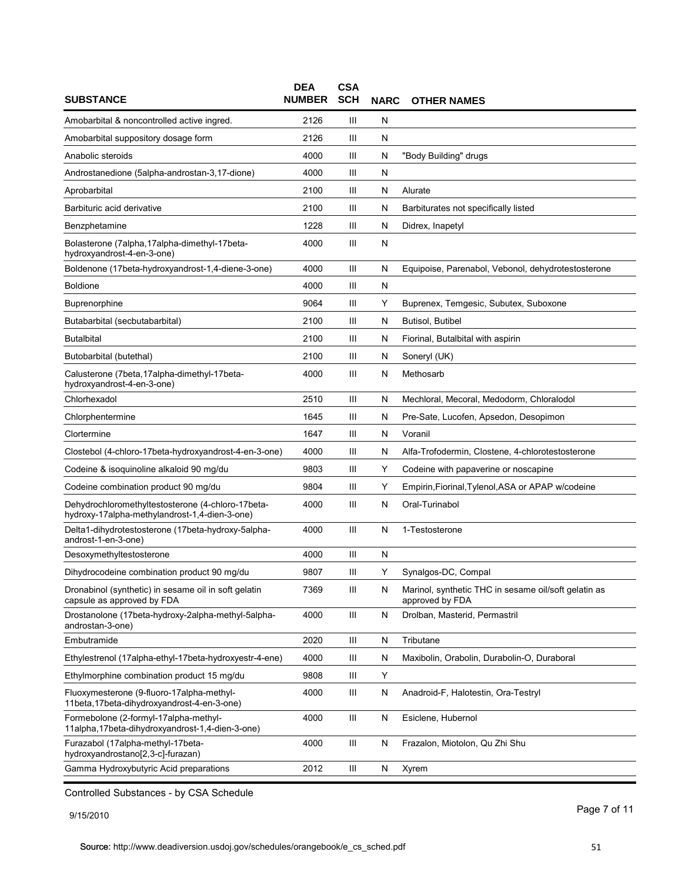| SUBSTANCE | DEA NUMBER | CSA SCH | NARC | OTHER NAMES |
|---|---|---|---|---|
| Amobarbital & noncontrolled active ingred. | 2126 | III | N | |
| Amobarbital suppository dosage form | 2126 | III | N | |
| Anabolic steroids | 4000 | III | N | "Body Building" drugs |
| Androstanedione (5alpha-androstan-3,17-dione) | 4000 | III | N | |
| Aprobarbital | 2100 | III | N | Alurate |
| Barbituric acid derivative | 2100 | III | N | Barbiturates not specifically listed |
| Benzphetamine | 1228 | III | N | Didrex, Inapetyl |
| Bolasterone (7alpha,17alpha-dimethyl-17beta-hydroxyandrost-4-en-3-one) | 4000 | III | N | |
| Boldenone (17beta-hydroxyandrost-1,4-diene-3-one) | 4000 | III | N | Equipoise, Parenabol, Vebonol, dehydrotestosterone |
| Boldione | 4000 | III | N | |
| Buprenorphine | 9064 | III | Y | Buprenex, Temgesic, Subutex, Suboxone |
| Butabarbital (secbutabarbital) | 2100 | III | N | Butisol, Butibel |
| Butalbital | 2100 | III | N | Fiorinal, Butalbital with aspirin |
| Butobarbital (butethal) | 2100 | III | N | Soneryl (UK) |
| Calusterone (7beta,17alpha-dimethyl-17beta-hydroxyandrost-4-en-3-one) | 4000 | III | N | Methosarb |
| Chlorhexadol | 2510 | III | N | Mechloral, Mecoral, Medodorm, Chloralodol |
| Chlorphentermine | 1645 | III | N | Pre-Sate, Lucofen, Apsedon, Desopimon |
| Clortermine | 1647 | III | N | Voranil |
| Clostebol (4-chloro-17beta-hydroxyandrost-4-en-3-one) | 4000 | III | N | Alfa-Trofodermin, Clostene, 4-chlorotestosterone |
| Codeine & isoquinoline alkaloid 90 mg/du | 9803 | III | Y | Codeine with papaverine or noscapine |
| Codeine combination product 90 mg/du | 9804 | III | Y | Empirin,Fiorinal,Tylenol,ASA or APAP w/codeine |
| Dehydrochloromethyltestosterone (4-chloro-17beta-hydroxy-17alpha-methylandrost-1,4-dien-3-one) | 4000 | III | N | Oral-Turinabol |
| Delta1-dihydrotestosterone (17beta-hydroxy-5alpha-androst-1-en-3-one) | 4000 | III | N | 1-Testosterone |
| Desoxymethyltestosterone | 4000 | III | N | |
| Dihydrocodeine combination product 90 mg/du | 9807 | III | Y | Synalgos-DC, Compal |
| Dronabinol (synthetic) in sesame oil in soft gelatin capsule as approved by FDA | 7369 | III | N | Marinol, synthetic THC in sesame oil/soft gelatin as approved by FDA |
| Drostanolone (17beta-hydroxy-2alpha-methyl-5alpha-androstan-3-one) | 4000 | III | N | Drolban, Masterid, Permastril |
| Embutramide | 2020 | III | N | Tributane |
| Ethylestrenol (17alpha-ethyl-17beta-hydroxyestr-4-ene) | 4000 | III | N | Maxibolin, Orabolin, Durabolin-O, Duraboral |
| Ethylmorphine combination product 15 mg/du | 9808 | III | Y | |
| Fluoxymesterone (9-fluoro-17alpha-methyl-11beta,17beta-dihydroxyandrost-4-en-3-one) | 4000 | III | N | Anadroid-F, Halotestin, Ora-Testryl |
| Formebolone (2-formyl-17alpha-methyl-11alpha,17beta-dihydroxyandrost-1,4-dien-3-one) | 4000 | III | N | Esiclene, Hubernol |
| Furazabol (17alpha-methyl-17beta-hydroxyandrostano[2,3-c]-furazan) | 4000 | III | N | Frazalon, Miotolon, Qu Zhi Shu |
| Gamma Hydroxybutyric Acid preparations | 2012 | III | N | Xyrem |

Controlled Substances - by CSA Schedule

9/15/2010

Source: http://www.deadiversion.usdoj.gov/schedules/orangebook/e_cs_sched.pdf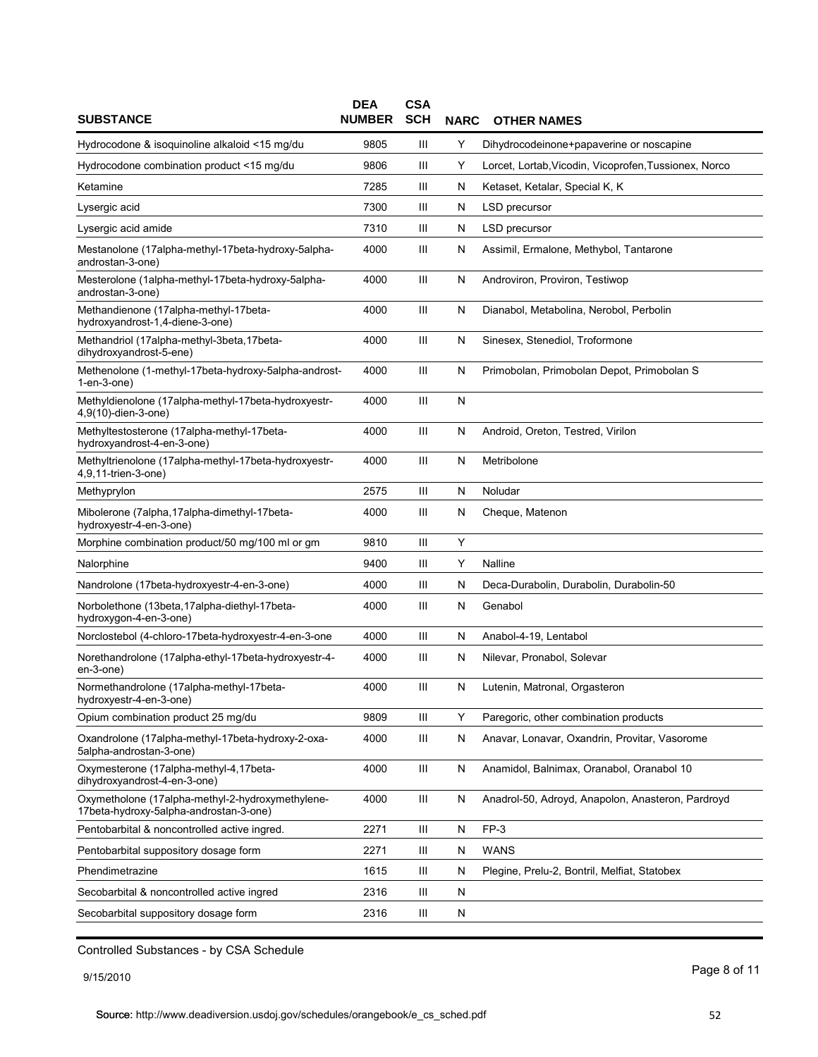| SUBSTANCE | DEA NUMBER | CSA SCH | NARC | OTHER NAMES |
|---|---|---|---|---|
| Hydrocodone & isoquinoline alkaloid <15 mg/du | 9805 | III | Y | Dihydrocodeinone+papaverine or noscapine |
| Hydrocodone combination product <15 mg/du | 9806 | III | Y | Lorcet, Lortab,Vicodin, Vicoprofen,Tussionex, Norco |
| Ketamine | 7285 | III | N | Ketaset, Ketalar, Special K, K |
| Lysergic acid | 7300 | III | N | LSD precursor |
| Lysergic acid amide | 7310 | III | N | LSD precursor |
| Mestanolone (17alpha-methyl-17beta-hydroxy-5alpha-androstan-3-one) | 4000 | III | N | Assimil, Ermalone, Methybol, Tantarone |
| Mesterolone (1alpha-methyl-17beta-hydroxy-5alpha-androstan-3-one) | 4000 | III | N | Androviron, Proviron, Testiwop |
| Methandienone (17alpha-methyl-17beta-hydroxyandrost-1,4-diene-3-one) | 4000 | III | N | Dianabol, Metabolina, Nerobol, Perbolin |
| Methandriol (17alpha-methyl-3beta,17beta-dihydroxyandrost-5-ene) | 4000 | III | N | Sinesex, Stenediol, Troformone |
| Methenolone (1-methyl-17beta-hydroxy-5alpha-androst-1-en-3-one) | 4000 | III | N | Primobolan, Primobolan Depot, Primobolan S |
| Methyldienolone (17alpha-methyl-17beta-hydroxyestr-4,9(10)-dien-3-one) | 4000 | III | N | |
| Methyltestosterone (17alpha-methyl-17beta-hydroxyandrost-4-en-3-one) | 4000 | III | N | Android, Oreton, Testred, Virilon |
| Methyltrienolone (17alpha-methyl-17beta-hydroxyestr-4,9,11-trien-3-one) | 4000 | III | N | Metribolone |
| Methyprylon | 2575 | III | N | Noludar |
| Mibolerone (7alpha,17alpha-dimethyl-17beta-hydroxyestr-4-en-3-one) | 4000 | III | N | Cheque, Matenon |
| Morphine combination product/50 mg/100 ml or gm | 9810 | III | Y | |
| Nalorphine | 9400 | III | Y | Nalline |
| Nandrolone (17beta-hydroxyestr-4-en-3-one) | 4000 | III | N | Deca-Durabolin, Durabolin, Durabolin-50 |
| Norbolethone (13beta,17alpha-diethyl-17beta-hydroxygon-4-en-3-one) | 4000 | III | N | Genabol |
| Norclostebol (4-chloro-17beta-hydroxyestr-4-en-3-one | 4000 | III | N | Anabol-4-19, Lentabol |
| Norethandrolone (17alpha-ethyl-17beta-hydroxyestr-4-en-3-one) | 4000 | III | N | Nilevar, Pronabol, Solevar |
| Normethandrolone (17alpha-methyl-17beta-hydroxyestr-4-en-3-one) | 4000 | III | N | Lutenin, Matronal, Orgasteron |
| Opium combination product 25 mg/du | 9809 | III | Y | Paregoric, other combination products |
| Oxandrolone (17alpha-methyl-17beta-hydroxy-2-oxa-5alpha-androstan-3-one) | 4000 | III | N | Anavar, Lonavar, Oxandrin, Provitar, Vasorome |
| Oxymesterone (17alpha-methyl-4,17beta-dihydroxyandrost-4-en-3-one) | 4000 | III | N | Anamidol, Balnimax, Oranabol, Oranabol 10 |
| Oxymetholone (17alpha-methyl-2-hydroxymethylene-17beta-hydroxy-5alpha-androstan-3-one) | 4000 | III | N | Anadrol-50, Adroyd, Anapolon, Anasteron, Pardroyd |
| Pentobarbital & noncontrolled active ingred. | 2271 | III | N | FP-3 |
| Pentobarbital suppository dosage form | 2271 | III | N | WANS |
| Phendimetrazine | 1615 | III | N | Plegine, Prelu-2, Bontril, Melfiat, Statobex |
| Secobarbital & noncontrolled active ingred | 2316 | III | N | |
| Secobarbital suppository dosage form | 2316 | III | N | |

Controlled Substances - by CSA Schedule

9/15/2010

Source: http://www.deadiversion.usdoj.gov/schedules/orangebook/e_cs_sched.pdf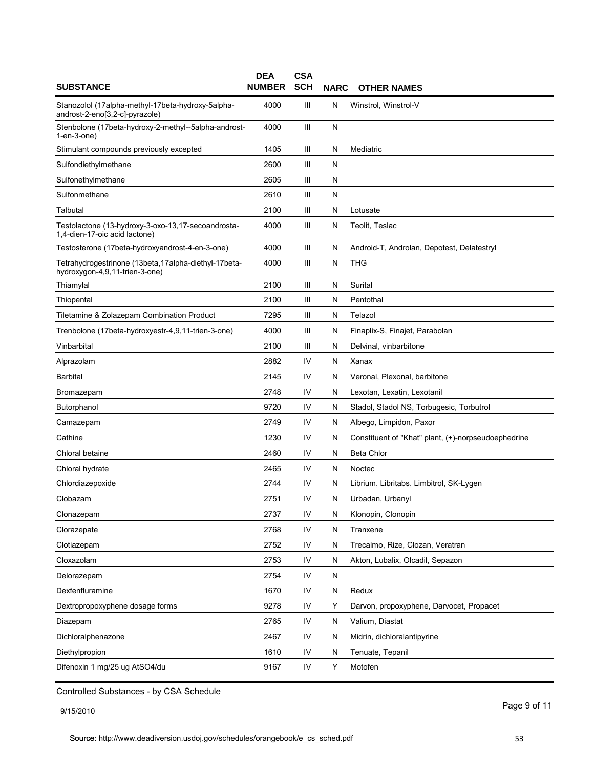| SUBSTANCE | DEA NUMBER | CSA SCH | NARC | OTHER NAMES |
|---|---|---|---|---|
| Stanozolol (17alpha-methyl-17beta-hydroxy-5alpha-androst-2-eno[3,2-c]-pyrazole) | 4000 | III | N | Winstrol, Winstrol-V |
| Stenbolone (17beta-hydroxy-2-methyl--5alpha-androst-1-en-3-one) | 4000 | III | N | |
| Stimulant compounds previously excepted | 1405 | III | N | Mediatric |
| Sulfondiethylmethane | 2600 | III | N | |
| Sulfonethylmethane | 2605 | III | N | |
| Sulfonmethane | 2610 | III | N | |
| Talbutal | 2100 | III | N | Lotusate |
| Testolactone (13-hydroxy-3-oxo-13,17-secoandrosta-1,4-dien-17-oic acid lactone) | 4000 | III | N | Teolit, Teslac |
| Testosterone (17beta-hydroxyandrost-4-en-3-one) | 4000 | III | N | Android-T, Androlan, Depotest, Delatestryl |
| Tetrahydrogestrinone (13beta,17alpha-diethyl-17beta-hydroxygon-4,9,11-trien-3-one) | 4000 | III | N | THG |
| Thiamylal | 2100 | III | N | Surital |
| Thiopental | 2100 | III | N | Pentothal |
| Tiletamine & Zolazepam Combination Product | 7295 | III | N | Telazol |
| Trenbolone (17beta-hydroxyestr-4,9,11-trien-3-one) | 4000 | III | N | Finaplix-S, Finajet, Parabolan |
| Vinbarbital | 2100 | III | N | Delvinal, vinbarbitone |
| Alprazolam | 2882 | IV | N | Xanax |
| Barbital | 2145 | IV | N | Veronal, Plexonal, barbitone |
| Bromazepam | 2748 | IV | N | Lexotan, Lexatin, Lexotanil |
| Butorphanol | 9720 | IV | N | Stadol, Stadol NS, Torbugesic, Torbutrol |
| Camazepam | 2749 | IV | N | Albego, Limpidon, Paxor |
| Cathine | 1230 | IV | N | Constituent of "Khat" plant, (+)-norpseudoephedrine |
| Chloral betaine | 2460 | IV | N | Beta Chlor |
| Chloral hydrate | 2465 | IV | N | Noctec |
| Chlordiazepoxide | 2744 | IV | N | Librium, Libritabs, Limbitrol, SK-Lygen |
| Clobazam | 2751 | IV | N | Urbadan, Urbanyl |
| Clonazepam | 2737 | IV | N | Klonopin, Clonopin |
| Clorazepate | 2768 | IV | N | Tranxene |
| Clotiazepam | 2752 | IV | N | Trecalmo, Rize, Clozan, Veratran |
| Cloxazolam | 2753 | IV | N | Akton, Lubalix, Olcadil, Sepazon |
| Delorazepam | 2754 | IV | N | |
| Dexfenfluramine | 1670 | IV | N | Redux |
| Dextropropoxyphene dosage forms | 9278 | IV | Y | Darvon, propoxyphene, Darvocet, Propacet |
| Diazepam | 2765 | IV | N | Valium, Diastat |
| Dichloralphenazone | 2467 | IV | N | Midrin, dichloralantipyrine |
| Diethylpropion | 1610 | IV | N | Tenuate, Tepanil |
| Difenoxin 1 mg/25 ug AtSO4/du | 9167 | IV | Y | Motofen |

Controlled Substances - by CSA Schedule

9/15/2010

Source: http://www.deadiversion.usdoj.gov/schedules/orangebook/e_cs_sched.pdf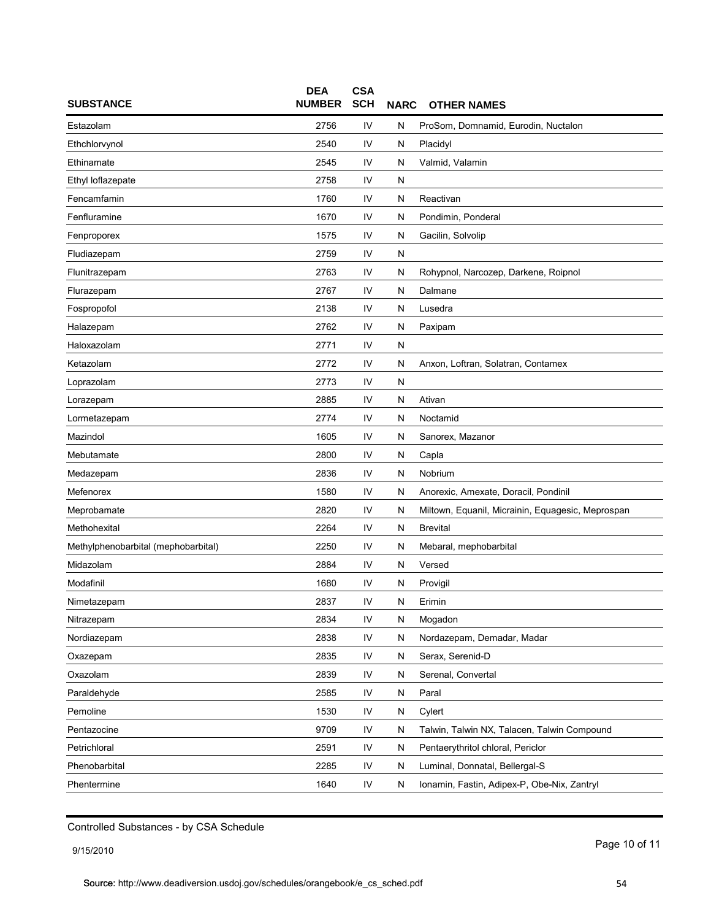| SUBSTANCE | DEA NUMBER | CSA SCH | NARC | OTHER NAMES |
|---|---|---|---|---|
| Estazolam | 2756 | IV | N | ProSom, Domnamid, Eurodin, Nuctalon |
| Ethchlorvynol | 2540 | IV | N | Placidyl |
| Ethinamate | 2545 | IV | N | Valmid, Valamin |
| Ethyl loflazepate | 2758 | IV | N | |
| Fencamfamin | 1760 | IV | N | Reactivan |
| Fenfluramine | 1670 | IV | N | Pondimin, Ponderal |
| Fenproporex | 1575 | IV | N | Gacilin, Solvolip |
| Fludiazepam | 2759 | IV | N | |
| Flunitrazepam | 2763 | IV | N | Rohypnol, Narcozep, Darkene, Roipnol |
| Flurazepam | 2767 | IV | N | Dalmane |
| Fospropofol | 2138 | IV | N | Lusedra |
| Halazepam | 2762 | IV | N | Paxipam |
| Haloxazolam | 2771 | IV | N | |
| Ketazolam | 2772 | IV | N | Anxon, Loftran, Solatran, Contamex |
| Loprazolam | 2773 | IV | N | |
| Lorazepam | 2885 | IV | N | Ativan |
| Lormetazepam | 2774 | IV | N | Noctamid |
| Mazindol | 1605 | IV | N | Sanorex, Mazanor |
| Mebutamate | 2800 | IV | N | Capla |
| Medazepam | 2836 | IV | N | Nobrium |
| Mefenorex | 1580 | IV | N | Anorexic, Amexate, Doracil, Pondinil |
| Meprobamate | 2820 | IV | N | Miltown, Equanil, Micrainin, Equagesic, Meprospan |
| Methohexital | 2264 | IV | N | Brevital |
| Methylphenobarbital (mephobarbital) | 2250 | IV | N | Mebaral, mephobarbital |
| Midazolam | 2884 | IV | N | Versed |
| Modafinil | 1680 | IV | N | Provigil |
| Nimetazepam | 2837 | IV | N | Erimin |
| Nitrazepam | 2834 | IV | N | Mogadon |
| Nordiazepam | 2838 | IV | N | Nordazepam, Demadar, Madar |
| Oxazepam | 2835 | IV | N | Serax, Serenid-D |
| Oxazolam | 2839 | IV | N | Serenal, Convertal |
| Paraldehyde | 2585 | IV | N | Paral |
| Pemoline | 1530 | IV | N | Cylert |
| Pentazocine | 9709 | IV | N | Talwin, Talwin NX, Talacen, Talwin Compound |
| Petrichloral | 2591 | IV | N | Pentaerythritol chloral, Periclor |
| Phenobarbital | 2285 | IV | N | Luminal, Donnatal, Bellergal-S |
| Phentermine | 1640 | IV | N | Ionamin, Fastin, Adipex-P, Obe-Nix, Zantryl |

Controlled Substances - by CSA Schedule

9/15/2010

Source: http://www.deadiversion.usdoj.gov/schedules/orangebook/e_cs_sched.pdf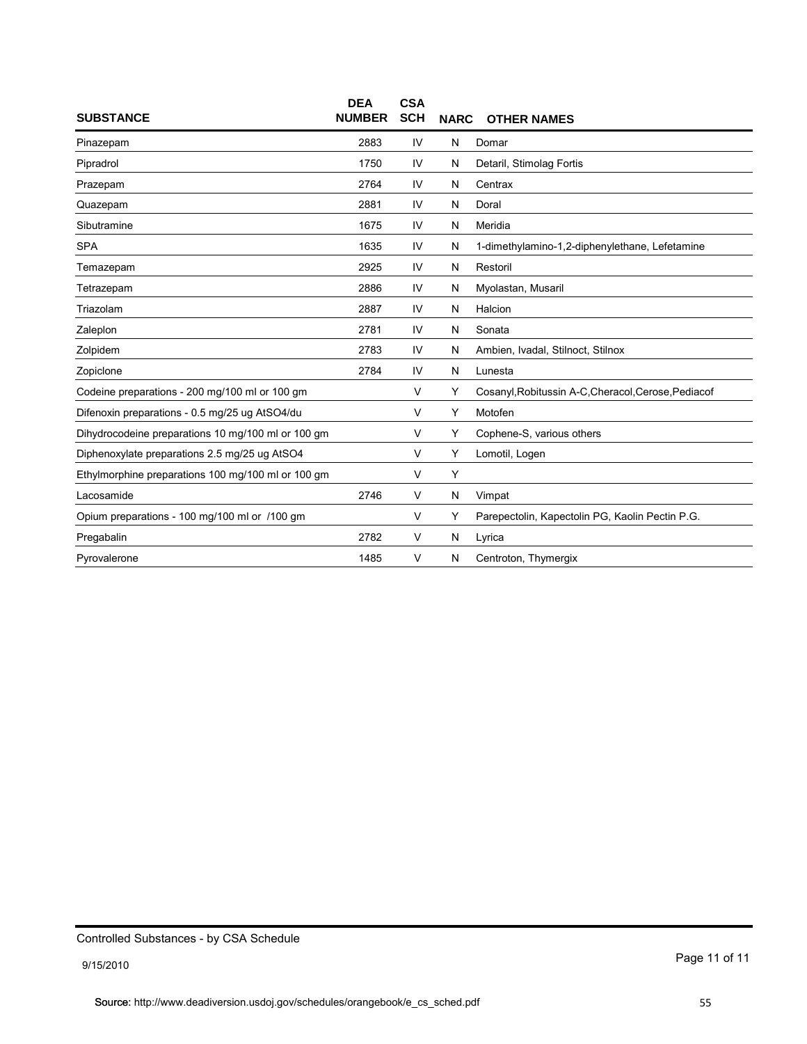| SUBSTANCE | DEA NUMBER | CSA SCH | NARC | OTHER NAMES |
|---|---|---|---|---|
| Pinazepam | 2883 | IV | N | Domar |
| Pipradrol | 1750 | IV | N | Detaril, Stimolag Fortis |
| Prazepam | 2764 | IV | N | Centrax |
| Quazepam | 2881 | IV | N | Doral |
| Sibutramine | 1675 | IV | N | Meridia |
| SPA | 1635 | IV | N | 1-dimethylamino-1,2-diphenylethane, Lefetamine |
| Temazepam | 2925 | IV | N | Restoril |
| Tetrazepam | 2886 | IV | N | Myolastan, Musaril |
| Triazolam | 2887 | IV | N | Halcion |
| Zaleplon | 2781 | IV | N | Sonata |
| Zolpidem | 2783 | IV | N | Ambien, Ivadal, Stilnoct, Stilnox |
| Zopiclone | 2784 | IV | N | Lunesta |
| Codeine preparations - 200 mg/100 ml or 100 gm | | V | Y | Cosanyl,Robitussin A-C,Cheracol,Cerose,Pediacof |
| Difenoxin preparations - 0.5 mg/25 ug AtSO4/du | | V | Y | Motofen |
| Dihydrocodeine preparations 10 mg/100 ml or 100 gm | | V | Y | Cophene-S, various others |
| Diphenoxylate preparations 2.5 mg/25 ug AtSO4 | | V | Y | Lomotil, Logen |
| Ethylmorphine preparations 100 mg/100 ml or 100 gm | | V | Y | |
| Lacosamide | 2746 | V | N | Vimpat |
| Opium preparations - 100 mg/100 ml or /100 gm | | V | Y | Parepectolin, Kapectolin PG, Kaolin Pectin P.G. |
| Pregabalin | 2782 | V | N | Lyrica |
| Pyrovalerone | 1485 | V | N | Centroton, Thymergix |

Controlled Substances - by CSA Schedule

9/15/2010

Source: http://www.deadiversion.usdoj.gov/schedules/orangebook/e_cs_sched.pdf